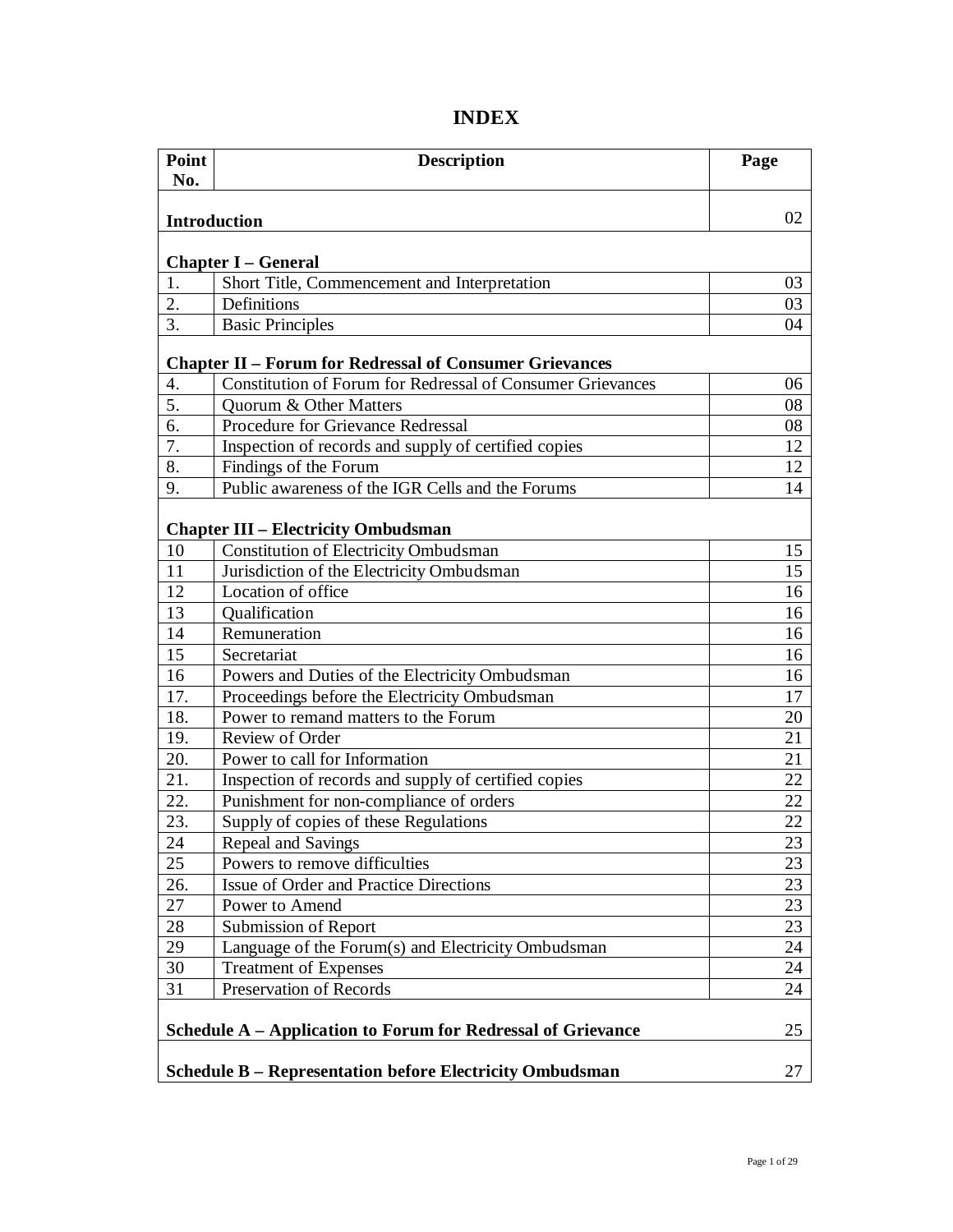# INDEX

| Point No. | Description | Page |
|---|---|---|
| **Introduction** | | 02 |
| **Chapter I – General** | | |
| 1. | Short Title, Commencement and Interpretation | 03 |
| 2. | Definitions | 03 |
| 3. | Basic Principles | 04 |
| **Chapter II – Forum for Redressal of Consumer Grievances** | | |
| 4. | Constitution of Forum for Redressal of Consumer Grievances | 06 |
| 5. | Quorum & Other Matters | 08 |
| 6. | Procedure for Grievance Redressal | 08 |
| 7. | Inspection of records and supply of certified copies | 12 |
| 8. | Findings of the Forum | 12 |
| 9. | Public awareness of the IGR Cells and the Forums | 14 |
| **Chapter III – Electricity Ombudsman** | | |
| 10 | Constitution of Electricity Ombudsman | 15 |
| 11 | Jurisdiction of the Electricity Ombudsman | 15 |
| 12 | Location of office | 16 |
| 13 | Qualification | 16 |
| 14 | Remuneration | 16 |
| 15 | Secretariat | 16 |
| 16 | Powers and Duties of the Electricity Ombudsman | 16 |
| 17. | Proceedings before the Electricity Ombudsman | 17 |
| 18. | Power to remand matters to the Forum | 20 |
| 19. | Review of Order | 21 |
| 20. | Power to call for Information | 21 |
| 21. | Inspection of records and supply of certified copies | 22 |
| 22. | Punishment for non-compliance of orders | 22 |
| 23. | Supply of copies of these Regulations | 22 |
| 24 | Repeal and Savings | 23 |
| 25 | Powers to remove difficulties | 23 |
| 26. | Issue of Order and Practice Directions | 23 |
| 27 | Power to Amend | 23 |
| 28 | Submission of Report | 23 |
| 29 | Language of the Forum(s) and Electricity Ombudsman | 24 |
| 30 | Treatment of Expenses | 24 |
| 31 | Preservation of Records | 24 |
| **Schedule A – Application to Forum for Redressal of Grievance** | | 25 |
| **Schedule B – Representation before Electricity Ombudsman** | | 27 |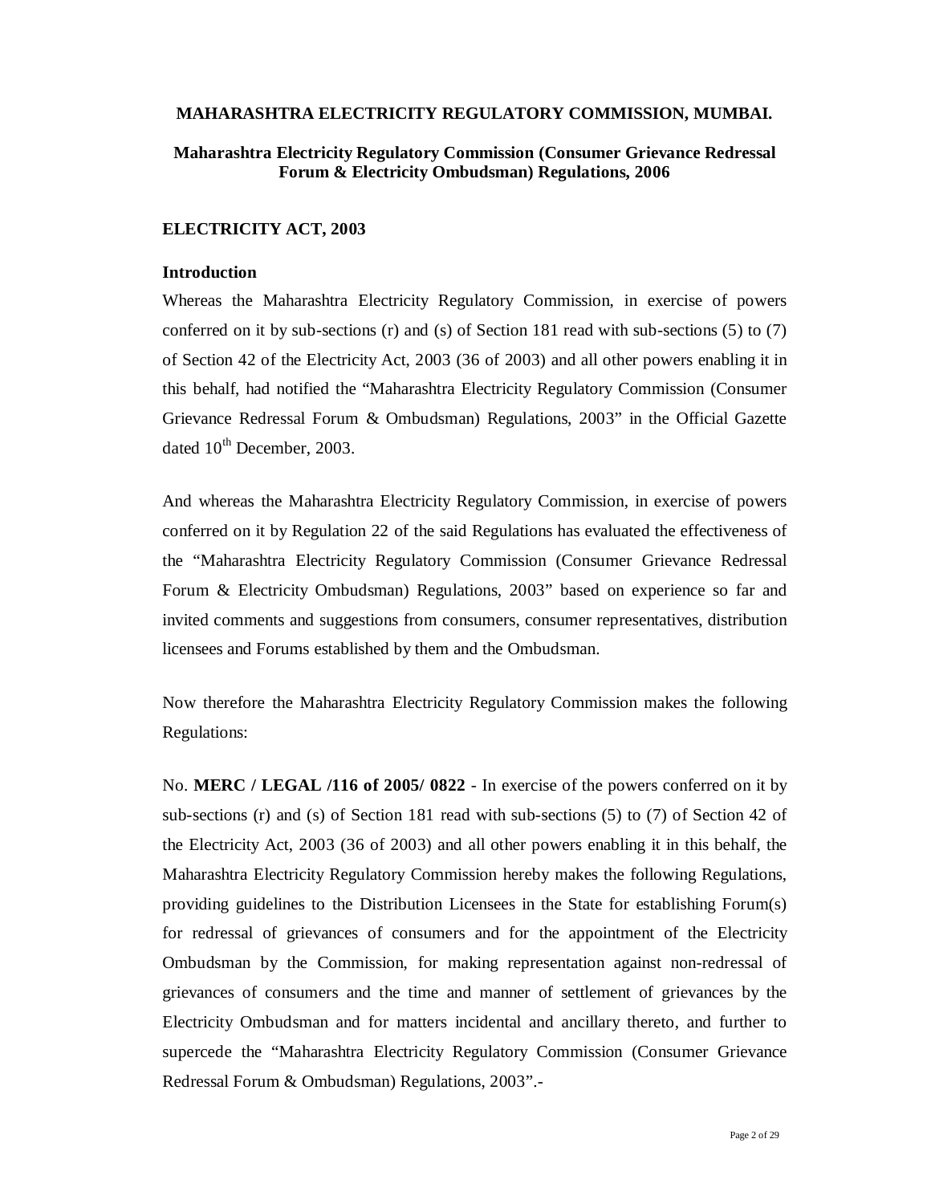**MAHARASHTRA ELECTRICITY REGULATORY COMMISSION, MUMBAI.**

**Maharashtra Electricity Regulatory Commission (Consumer Grievance Redressal Forum & Electricity Ombudsman) Regulations, 2006**

**ELECTRICITY ACT, 2003**

**Introduction**

Whereas the Maharashtra Electricity Regulatory Commission, in exercise of powers conferred on it by sub-sections (r) and (s) of Section 181 read with sub-sections (5) to (7) of Section 42 of the Electricity Act, 2003 (36 of 2003) and all other powers enabling it in this behalf, had notified the "Maharashtra Electricity Regulatory Commission (Consumer Grievance Redressal Forum & Ombudsman) Regulations, 2003" in the Official Gazette dated 10th December, 2003.

And whereas the Maharashtra Electricity Regulatory Commission, in exercise of powers conferred on it by Regulation 22 of the said Regulations has evaluated the effectiveness of the "Maharashtra Electricity Regulatory Commission (Consumer Grievance Redressal Forum & Electricity Ombudsman) Regulations, 2003" based on experience so far and invited comments and suggestions from consumers, consumer representatives, distribution licensees and Forums established by them and the Ombudsman.

Now therefore the Maharashtra Electricity Regulatory Commission makes the following Regulations:

No. **MERC / LEGAL /116 of 2005/ 0822** - In exercise of the powers conferred on it by sub-sections (r) and (s) of Section 181 read with sub-sections (5) to (7) of Section 42 of the Electricity Act, 2003 (36 of 2003) and all other powers enabling it in this behalf, the Maharashtra Electricity Regulatory Commission hereby makes the following Regulations, providing guidelines to the Distribution Licensees in the State for establishing Forum(s) for redressal of grievances of consumers and for the appointment of the Electricity Ombudsman by the Commission, for making representation against non-redressal of grievances of consumers and the time and manner of settlement of grievances by the Electricity Ombudsman and for matters incidental and ancillary thereto, and further to supercede the "Maharashtra Electricity Regulatory Commission (Consumer Grievance Redressal Forum & Ombudsman) Regulations, 2003".-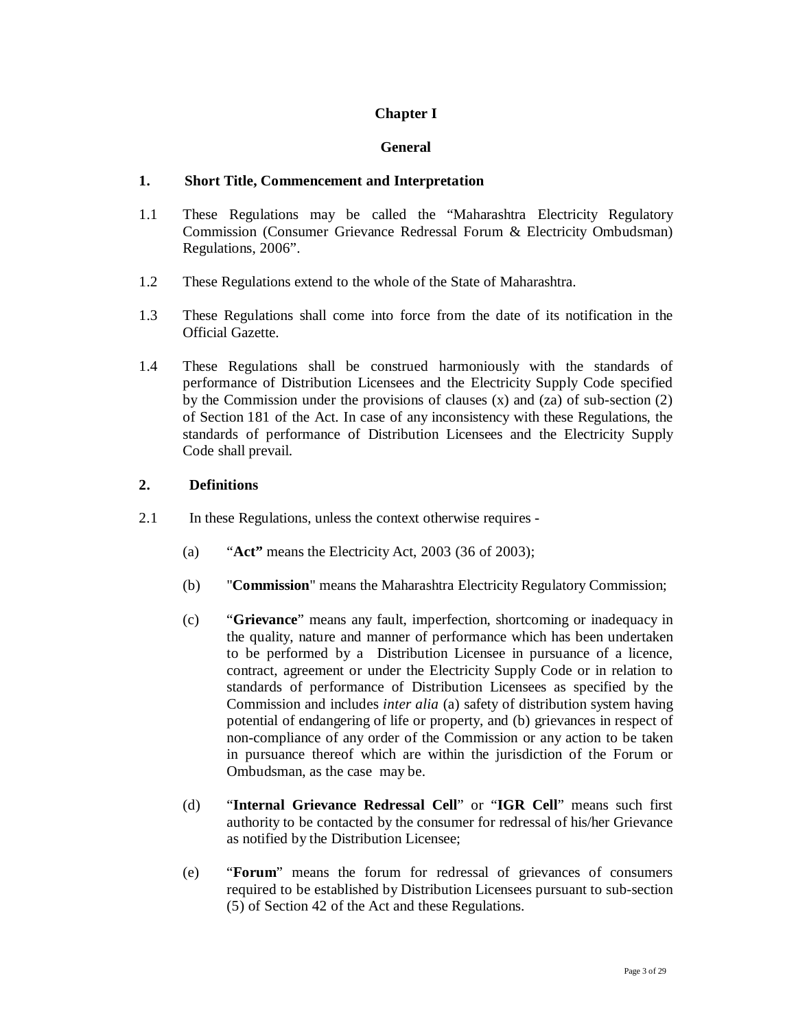# Chapter I

## General

### 1. Short Title, Commencement and Interpretation

1.1 These Regulations may be called the "Maharashtra Electricity Regulatory Commission (Consumer Grievance Redressal Forum & Electricity Ombudsman) Regulations, 2006".

1.2 These Regulations extend to the whole of the State of Maharashtra.

1.3 These Regulations shall come into force from the date of its notification in the Official Gazette.

1.4 These Regulations shall be construed harmoniously with the standards of performance of Distribution Licensees and the Electricity Supply Code specified by the Commission under the provisions of clauses (x) and (za) of sub-section (2) of Section 181 of the Act. In case of any inconsistency with these Regulations, the standards of performance of Distribution Licensees and the Electricity Supply Code shall prevail.

### 2. Definitions

2.1 In these Regulations, unless the context otherwise requires -

(a) "**Act"** means the Electricity Act, 2003 (36 of 2003);

(b) "**Commission**" means the Maharashtra Electricity Regulatory Commission;

(c) "**Grievance**" means any fault, imperfection, shortcoming or inadequacy in the quality, nature and manner of performance which has been undertaken to be performed by a Distribution Licensee in pursuance of a licence, contract, agreement or under the Electricity Supply Code or in relation to standards of performance of Distribution Licensees as specified by the Commission and includes *inter alia* (a) safety of distribution system having potential of endangering of life or property, and (b) grievances in respect of non-compliance of any order of the Commission or any action to be taken in pursuance thereof which are within the jurisdiction of the Forum or Ombudsman, as the case may be.

(d) "**Internal Grievance Redressal Cell**" or "**IGR Cell**" means such first authority to be contacted by the consumer for redressal of his/her Grievance as notified by the Distribution Licensee;

(e) "**Forum**" means the forum for redressal of grievances of consumers required to be established by Distribution Licensees pursuant to sub-section (5) of Section 42 of the Act and these Regulations.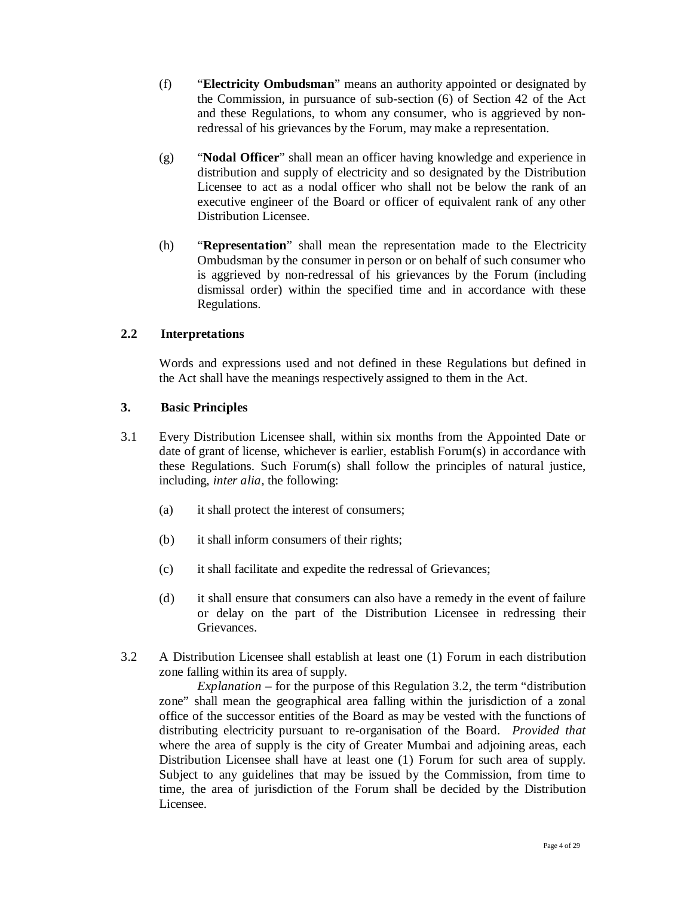(f) "**Electricity Ombudsman**" means an authority appointed or designated by the Commission, in pursuance of sub-section (6) of Section 42 of the Act and these Regulations, to whom any consumer, who is aggrieved by non-redressal of his grievances by the Forum, may make a representation.

(g) "**Nodal Officer**" shall mean an officer having knowledge and experience in distribution and supply of electricity and so designated by the Distribution Licensee to act as a nodal officer who shall not be below the rank of an executive engineer of the Board or officer of equivalent rank of any other Distribution Licensee.

(h) "**Representation**" shall mean the representation made to the Electricity Ombudsman by the consumer in person or on behalf of such consumer who is aggrieved by non-redressal of his grievances by the Forum (including dismissal order) within the specified time and in accordance with these Regulations.

**2.2 Interpretations**

Words and expressions used and not defined in these Regulations but defined in the Act shall have the meanings respectively assigned to them in the Act.

**3. Basic Principles**

3.1 Every Distribution Licensee shall, within six months from the Appointed Date or date of grant of license, whichever is earlier, establish Forum(s) in accordance with these Regulations. Such Forum(s) shall follow the principles of natural justice, including, *inter alia,* the following:

(a) it shall protect the interest of consumers;

(b) it shall inform consumers of their rights;

(c) it shall facilitate and expedite the redressal of Grievances;

(d) it shall ensure that consumers can also have a remedy in the event of failure or delay on the part of the Distribution Licensee in redressing their Grievances.

3.2 A Distribution Licensee shall establish at least one (1) Forum in each distribution zone falling within its area of supply.

*Explanation* – for the purpose of this Regulation 3.2, the term "distribution zone" shall mean the geographical area falling within the jurisdiction of a zonal office of the successor entities of the Board as may be vested with the functions of distributing electricity pursuant to re-organisation of the Board. *Provided that* where the area of supply is the city of Greater Mumbai and adjoining areas, each Distribution Licensee shall have at least one (1) Forum for such area of supply. Subject to any guidelines that may be issued by the Commission, from time to time, the area of jurisdiction of the Forum shall be decided by the Distribution Licensee.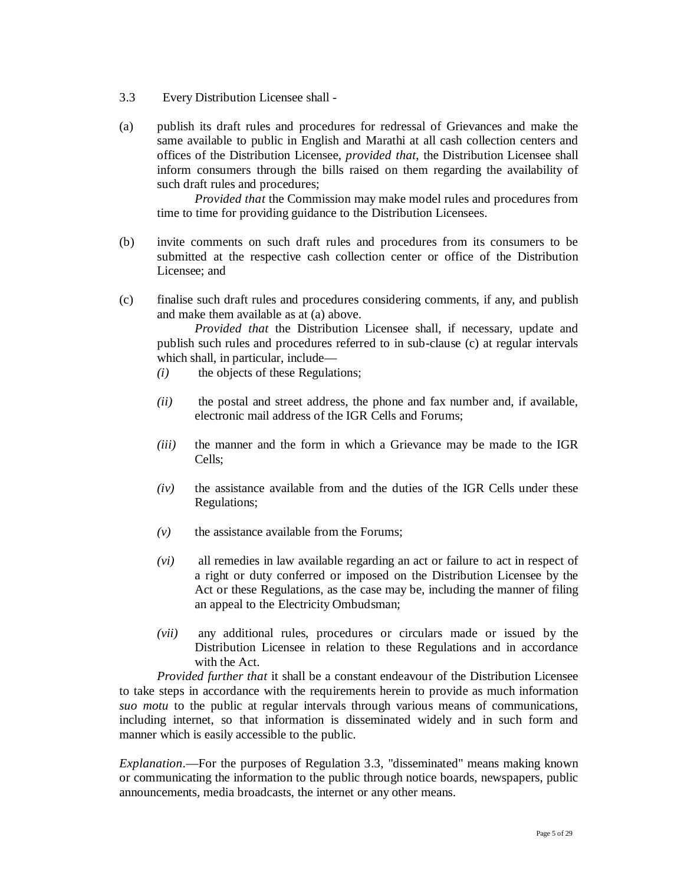3.3 Every Distribution Licensee shall -

(a) publish its draft rules and procedures for redressal of Grievances and make the same available to public in English and Marathi at all cash collection centers and offices of the Distribution Licensee, *provided that*, the Distribution Licensee shall inform consumers through the bills raised on them regarding the availability of such draft rules and procedures;

*Provided that* the Commission may make model rules and procedures from time to time for providing guidance to the Distribution Licensees.

(b) invite comments on such draft rules and procedures from its consumers to be submitted at the respective cash collection center or office of the Distribution Licensee; and

(c) finalise such draft rules and procedures considering comments, if any, and publish and make them available as at (a) above.

*Provided that* the Distribution Licensee shall, if necessary, update and publish such rules and procedures referred to in sub-clause (c) at regular intervals which shall, in particular, include—

*(i)* the objects of these Regulations;

*(ii)* the postal and street address, the phone and fax number and, if available, electronic mail address of the IGR Cells and Forums;

*(iii)* the manner and the form in which a Grievance may be made to the IGR Cells;

*(iv)* the assistance available from and the duties of the IGR Cells under these Regulations;

*(v)* the assistance available from the Forums;

*(vi)* all remedies in law available regarding an act or failure to act in respect of a right or duty conferred or imposed on the Distribution Licensee by the Act or these Regulations, as the case may be, including the manner of filing an appeal to the Electricity Ombudsman;

*(vii)* any additional rules, procedures or circulars made or issued by the Distribution Licensee in relation to these Regulations and in accordance with the Act.

*Provided further that* it shall be a constant endeavour of the Distribution Licensee to take steps in accordance with the requirements herein to provide as much information *suo motu* to the public at regular intervals through various means of communications, including internet, so that information is disseminated widely and in such form and manner which is easily accessible to the public.

*Explanation*.—For the purposes of Regulation 3.3, "disseminated" means making known or communicating the information to the public through notice boards, newspapers, public announcements, media broadcasts, the internet or any other means.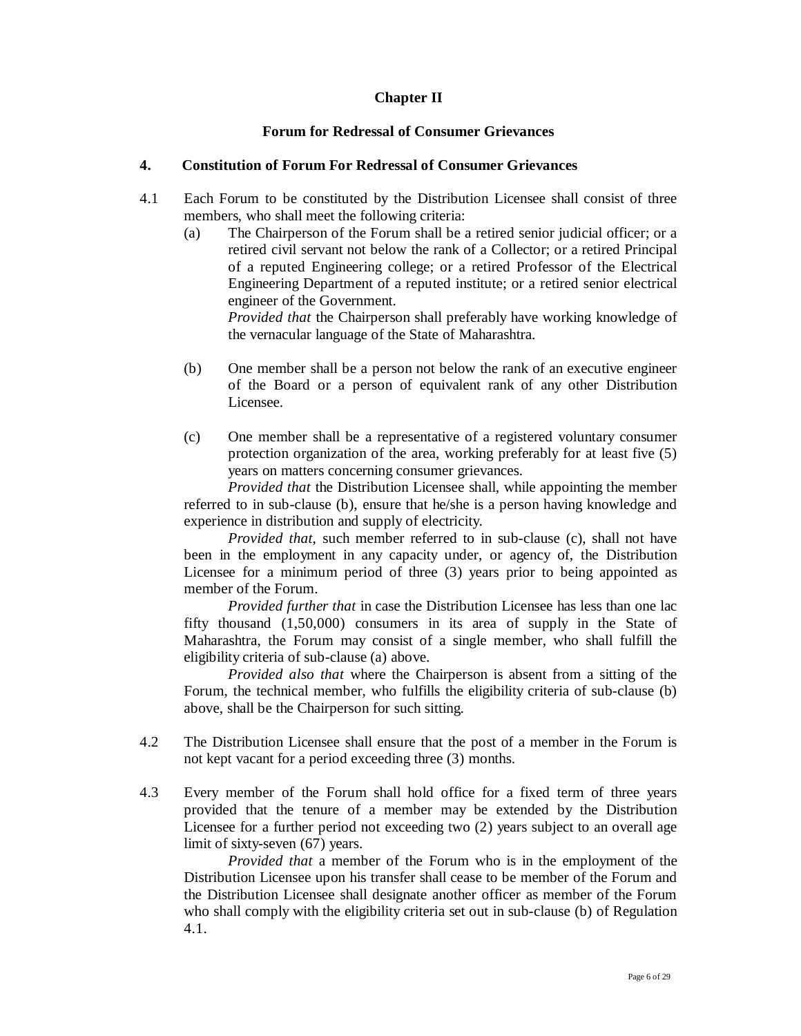# Chapter II

## Forum for Redressal of Consumer Grievances

### 4. Constitution of Forum For Redressal of Consumer Grievances

4.1 Each Forum to be constituted by the Distribution Licensee shall consist of three members, who shall meet the following criteria:

(a) The Chairperson of the Forum shall be a retired senior judicial officer; or a retired civil servant not below the rank of a Collector; or a retired Principal of a reputed Engineering college; or a retired Professor of the Electrical Engineering Department of a reputed institute; or a retired senior electrical engineer of the Government.

*Provided that* the Chairperson shall preferably have working knowledge of the vernacular language of the State of Maharashtra.

(b) One member shall be a person not below the rank of an executive engineer of the Board or a person of equivalent rank of any other Distribution Licensee.

(c) One member shall be a representative of a registered voluntary consumer protection organization of the area, working preferably for at least five (5) years on matters concerning consumer grievances.

*Provided that* the Distribution Licensee shall, while appointing the member referred to in sub-clause (b), ensure that he/she is a person having knowledge and experience in distribution and supply of electricity.

*Provided that*, such member referred to in sub-clause (c), shall not have been in the employment in any capacity under, or agency of, the Distribution Licensee for a minimum period of three (3) years prior to being appointed as member of the Forum.

*Provided further that* in case the Distribution Licensee has less than one lac fifty thousand (1,50,000) consumers in its area of supply in the State of Maharashtra, the Forum may consist of a single member, who shall fulfill the eligibility criteria of sub-clause (a) above.

*Provided also that* where the Chairperson is absent from a sitting of the Forum, the technical member, who fulfills the eligibility criteria of sub-clause (b) above, shall be the Chairperson for such sitting.

4.2 The Distribution Licensee shall ensure that the post of a member in the Forum is not kept vacant for a period exceeding three (3) months.

4.3 Every member of the Forum shall hold office for a fixed term of three years provided that the tenure of a member may be extended by the Distribution Licensee for a further period not exceeding two (2) years subject to an overall age limit of sixty-seven (67) years.

*Provided that* a member of the Forum who is in the employment of the Distribution Licensee upon his transfer shall cease to be member of the Forum and the Distribution Licensee shall designate another officer as member of the Forum who shall comply with the eligibility criteria set out in sub-clause (b) of Regulation 4.1.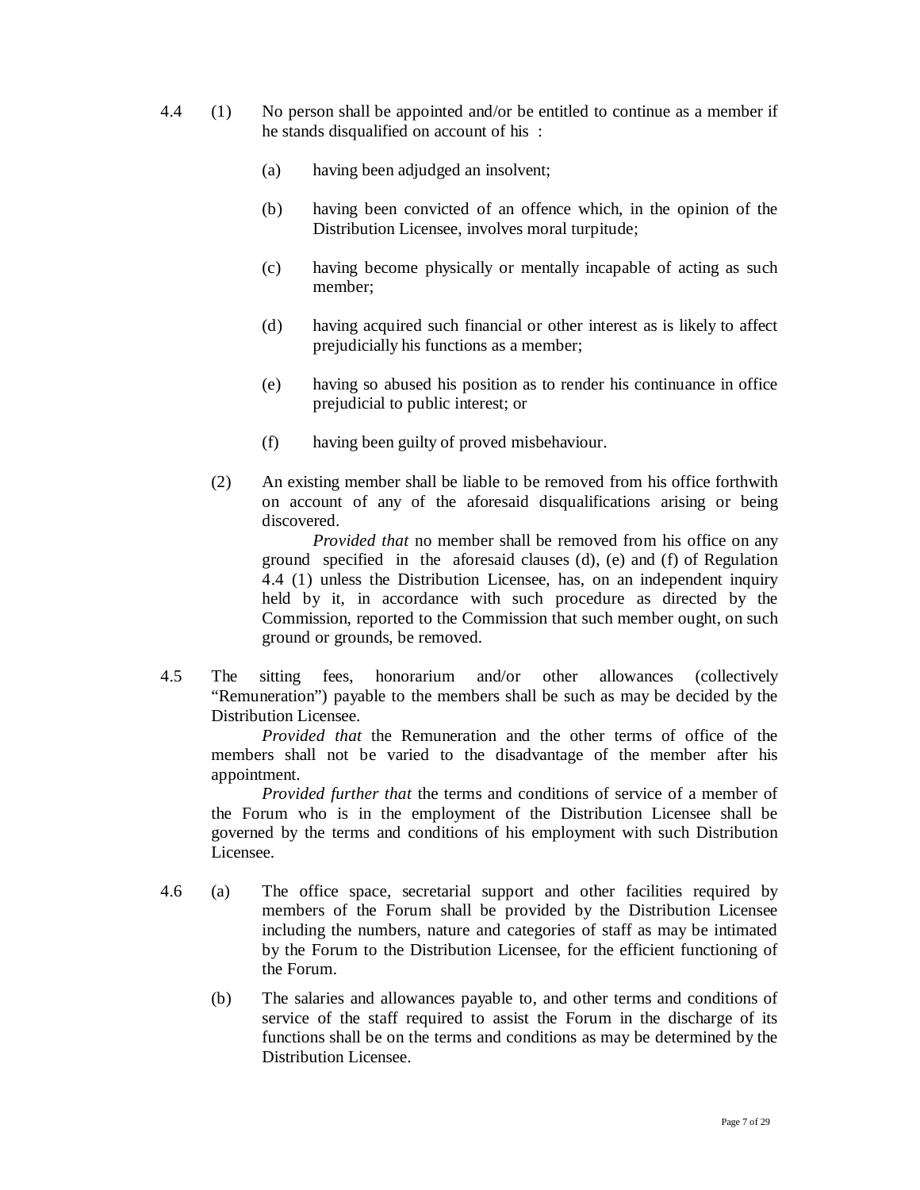4.4 (1) No person shall be appointed and/or be entitled to continue as a member if he stands disqualified on account of his :

(a) having been adjudged an insolvent;

(b) having been convicted of an offence which, in the opinion of the Distribution Licensee, involves moral turpitude;

(c) having become physically or mentally incapable of acting as such member;

(d) having acquired such financial or other interest as is likely to affect prejudicially his functions as a member;

(e) having so abused his position as to render his continuance in office prejudicial to public interest; or

(f) having been guilty of proved misbehaviour.

(2) An existing member shall be liable to be removed from his office forthwith on account of any of the aforesaid disqualifications arising or being discovered.

*Provided that* no member shall be removed from his office on any ground specified in the aforesaid clauses (d), (e) and (f) of Regulation 4.4 (1) unless the Distribution Licensee, has, on an independent inquiry held by it, in accordance with such procedure as directed by the Commission, reported to the Commission that such member ought, on such ground or grounds, be removed.

4.5 The sitting fees, honorarium and/or other allowances (collectively "Remuneration") payable to the members shall be such as may be decided by the Distribution Licensee.

*Provided that* the Remuneration and the other terms of office of the members shall not be varied to the disadvantage of the member after his appointment.

*Provided further that* the terms and conditions of service of a member of the Forum who is in the employment of the Distribution Licensee shall be governed by the terms and conditions of his employment with such Distribution Licensee.

4.6 (a) The office space, secretarial support and other facilities required by members of the Forum shall be provided by the Distribution Licensee including the numbers, nature and categories of staff as may be intimated by the Forum to the Distribution Licensee, for the efficient functioning of the Forum.

(b) The salaries and allowances payable to, and other terms and conditions of service of the staff required to assist the Forum in the discharge of its functions shall be on the terms and conditions as may be determined by the Distribution Licensee.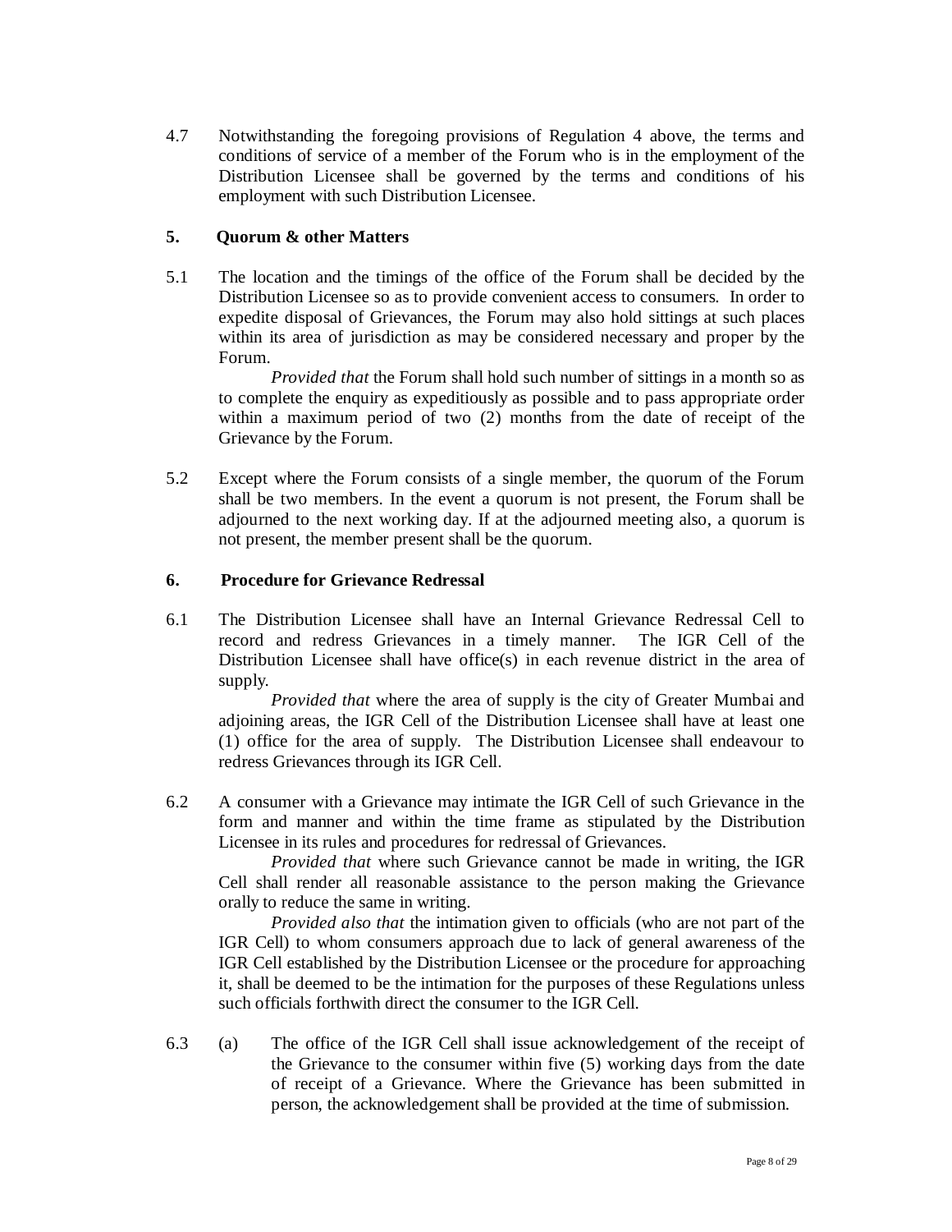4.7 Notwithstanding the foregoing provisions of Regulation 4 above, the terms and conditions of service of a member of the Forum who is in the employment of the Distribution Licensee shall be governed by the terms and conditions of his employment with such Distribution Licensee.

**5. Quorum & other Matters**

5.1 The location and the timings of the office of the Forum shall be decided by the Distribution Licensee so as to provide convenient access to consumers. In order to expedite disposal of Grievances, the Forum may also hold sittings at such places within its area of jurisdiction as may be considered necessary and proper by the Forum.

*Provided that* the Forum shall hold such number of sittings in a month so as to complete the enquiry as expeditiously as possible and to pass appropriate order within a maximum period of two (2) months from the date of receipt of the Grievance by the Forum.

5.2 Except where the Forum consists of a single member, the quorum of the Forum shall be two members. In the event a quorum is not present, the Forum shall be adjourned to the next working day. If at the adjourned meeting also, a quorum is not present, the member present shall be the quorum.

**6. Procedure for Grievance Redressal**

6.1 The Distribution Licensee shall have an Internal Grievance Redressal Cell to record and redress Grievances in a timely manner. The IGR Cell of the Distribution Licensee shall have office(s) in each revenue district in the area of supply.

*Provided that* where the area of supply is the city of Greater Mumbai and adjoining areas, the IGR Cell of the Distribution Licensee shall have at least one (1) office for the area of supply. The Distribution Licensee shall endeavour to redress Grievances through its IGR Cell.

6.2 A consumer with a Grievance may intimate the IGR Cell of such Grievance in the form and manner and within the time frame as stipulated by the Distribution Licensee in its rules and procedures for redressal of Grievances.

*Provided that* where such Grievance cannot be made in writing, the IGR Cell shall render all reasonable assistance to the person making the Grievance orally to reduce the same in writing.

*Provided also that* the intimation given to officials (who are not part of the IGR Cell) to whom consumers approach due to lack of general awareness of the IGR Cell established by the Distribution Licensee or the procedure for approaching it, shall be deemed to be the intimation for the purposes of these Regulations unless such officials forthwith direct the consumer to the IGR Cell.

6.3 (a) The office of the IGR Cell shall issue acknowledgement of the receipt of the Grievance to the consumer within five (5) working days from the date of receipt of a Grievance. Where the Grievance has been submitted in person, the acknowledgement shall be provided at the time of submission.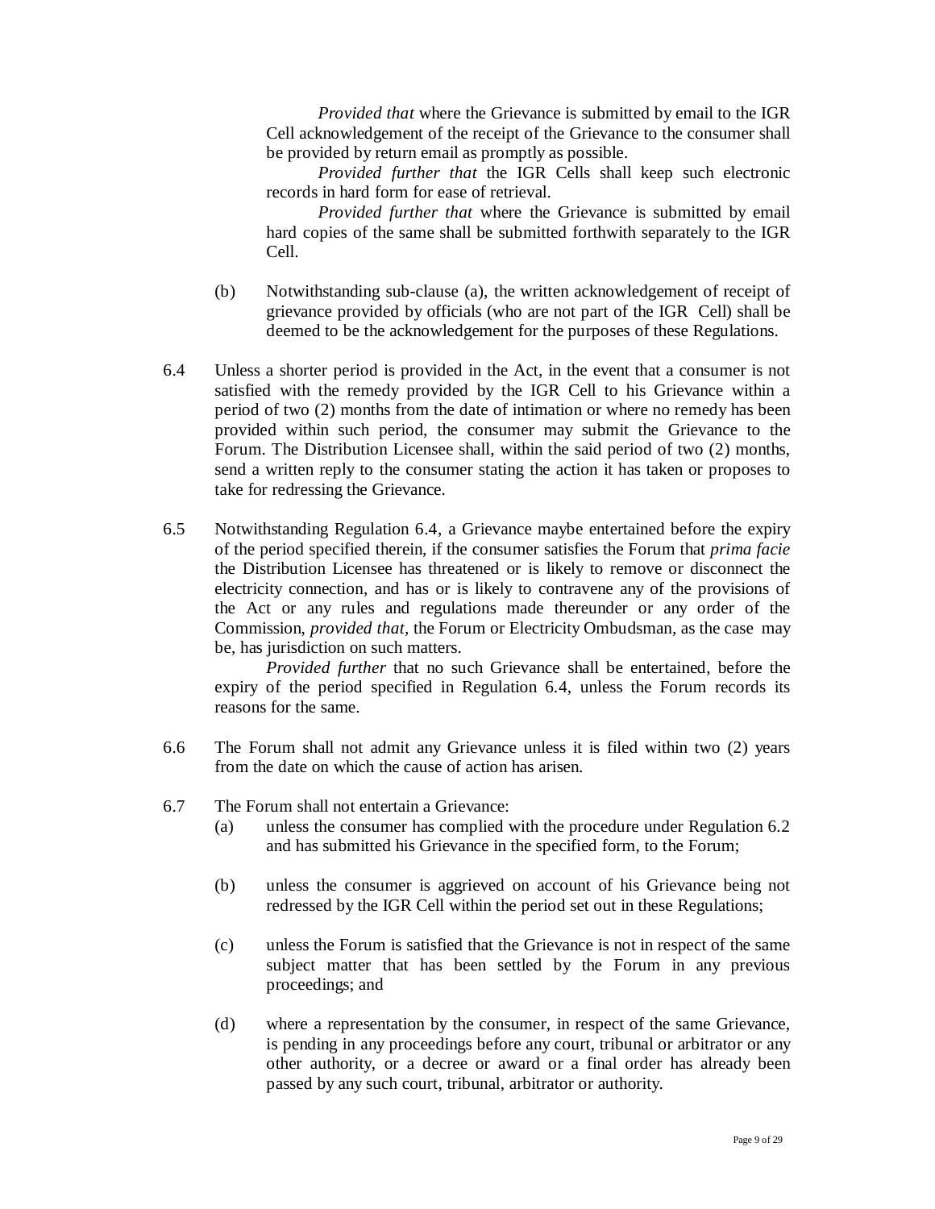*Provided that* where the Grievance is submitted by email to the IGR Cell acknowledgement of the receipt of the Grievance to the consumer shall be provided by return email as promptly as possible.

*Provided further that* the IGR Cells shall keep such electronic records in hard form for ease of retrieval.

*Provided further that* where the Grievance is submitted by email hard copies of the same shall be submitted forthwith separately to the IGR Cell.

(b) Notwithstanding sub-clause (a), the written acknowledgement of receipt of grievance provided by officials (who are not part of the IGR Cell) shall be deemed to be the acknowledgement for the purposes of these Regulations.

6.4 Unless a shorter period is provided in the Act, in the event that a consumer is not satisfied with the remedy provided by the IGR Cell to his Grievance within a period of two (2) months from the date of intimation or where no remedy has been provided within such period, the consumer may submit the Grievance to the Forum. The Distribution Licensee shall, within the said period of two (2) months, send a written reply to the consumer stating the action it has taken or proposes to take for redressing the Grievance.

6.5 Notwithstanding Regulation 6.4, a Grievance maybe entertained before the expiry of the period specified therein, if the consumer satisfies the Forum that *prima facie* the Distribution Licensee has threatened or is likely to remove or disconnect the electricity connection, and has or is likely to contravene any of the provisions of the Act or any rules and regulations made thereunder or any order of the Commission, *provided that,* the Forum or Electricity Ombudsman, as the case may be, has jurisdiction on such matters.

*Provided further* that no such Grievance shall be entertained, before the expiry of the period specified in Regulation 6.4, unless the Forum records its reasons for the same.

6.6 The Forum shall not admit any Grievance unless it is filed within two (2) years from the date on which the cause of action has arisen.

6.7 The Forum shall not entertain a Grievance:

(a) unless the consumer has complied with the procedure under Regulation 6.2 and has submitted his Grievance in the specified form, to the Forum;

(b) unless the consumer is aggrieved on account of his Grievance being not redressed by the IGR Cell within the period set out in these Regulations;

(c) unless the Forum is satisfied that the Grievance is not in respect of the same subject matter that has been settled by the Forum in any previous proceedings; and

(d) where a representation by the consumer, in respect of the same Grievance, is pending in any proceedings before any court, tribunal or arbitrator or any other authority, or a decree or award or a final order has already been passed by any such court, tribunal, arbitrator or authority.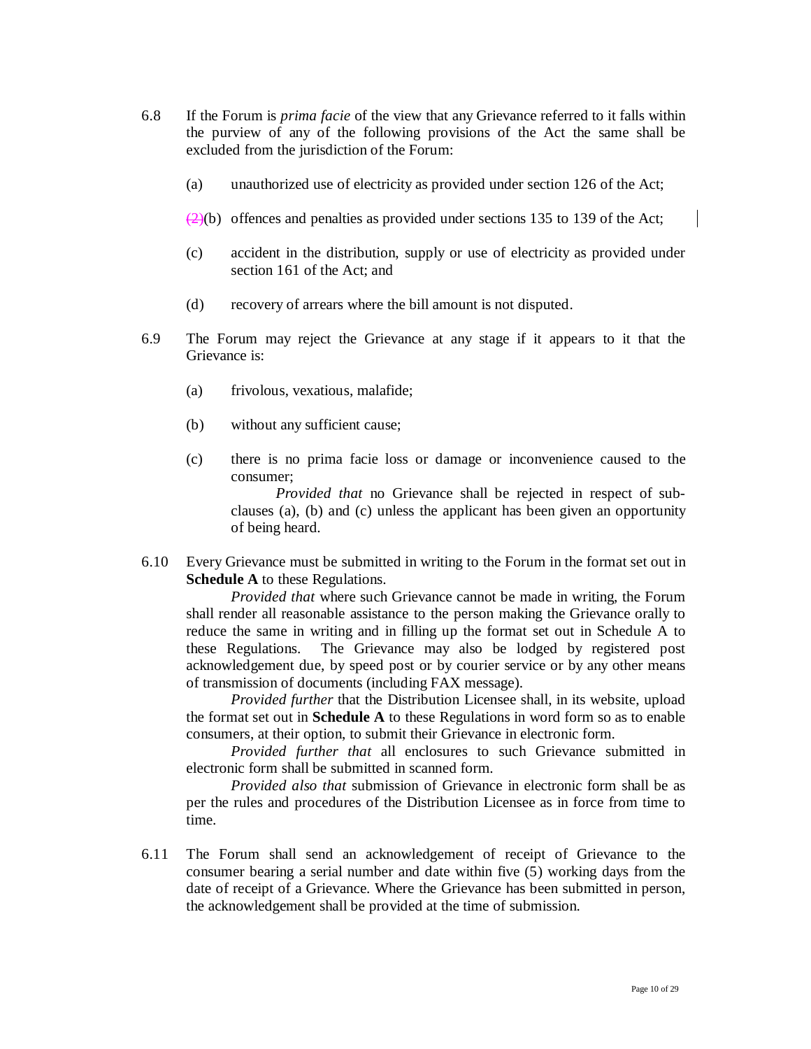6.8 If the Forum is *prima facie* of the view that any Grievance referred to it falls within the purview of any of the following provisions of the Act the same shall be excluded from the jurisdiction of the Forum:

(a) unauthorized use of electricity as provided under section 126 of the Act;

~~(2)~~(b) offences and penalties as provided under sections 135 to 139 of the Act;

(c) accident in the distribution, supply or use of electricity as provided under section 161 of the Act; and

(d) recovery of arrears where the bill amount is not disputed.

6.9 The Forum may reject the Grievance at any stage if it appears to it that the Grievance is:

(a) frivolous, vexatious, malafide;

(b) without any sufficient cause;

(c) there is no prima facie loss or damage or inconvenience caused to the consumer;

*Provided that* no Grievance shall be rejected in respect of sub-clauses (a), (b) and (c) unless the applicant has been given an opportunity of being heard.

6.10 Every Grievance must be submitted in writing to the Forum in the format set out in **Schedule A** to these Regulations.

*Provided that* where such Grievance cannot be made in writing, the Forum shall render all reasonable assistance to the person making the Grievance orally to reduce the same in writing and in filling up the format set out in Schedule A to these Regulations. The Grievance may also be lodged by registered post acknowledgement due, by speed post or by courier service or by any other means of transmission of documents (including FAX message).

*Provided further* that the Distribution Licensee shall, in its website, upload the format set out in **Schedule A** to these Regulations in word form so as to enable consumers, at their option, to submit their Grievance in electronic form.

*Provided further that* all enclosures to such Grievance submitted in electronic form shall be submitted in scanned form.

*Provided also that* submission of Grievance in electronic form shall be as per the rules and procedures of the Distribution Licensee as in force from time to time.

6.11 The Forum shall send an acknowledgement of receipt of Grievance to the consumer bearing a serial number and date within five (5) working days from the date of receipt of a Grievance. Where the Grievance has been submitted in person, the acknowledgement shall be provided at the time of submission.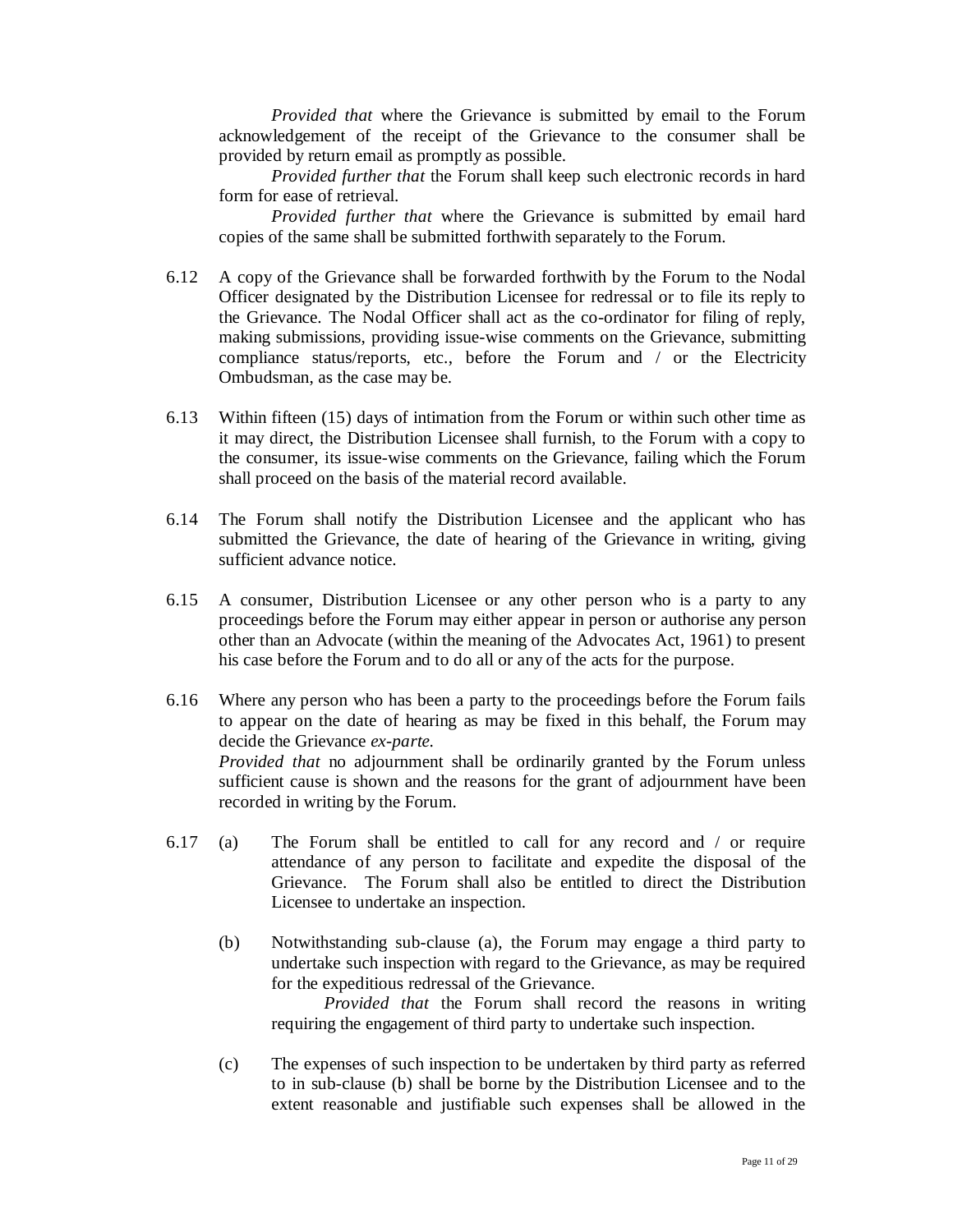*Provided that* where the Grievance is submitted by email to the Forum acknowledgement of the receipt of the Grievance to the consumer shall be provided by return email as promptly as possible.

*Provided further that* the Forum shall keep such electronic records in hard form for ease of retrieval.

*Provided further that* where the Grievance is submitted by email hard copies of the same shall be submitted forthwith separately to the Forum.

6.12 A copy of the Grievance shall be forwarded forthwith by the Forum to the Nodal Officer designated by the Distribution Licensee for redressal or to file its reply to the Grievance. The Nodal Officer shall act as the co-ordinator for filing of reply, making submissions, providing issue-wise comments on the Grievance, submitting compliance status/reports, etc., before the Forum and / or the Electricity Ombudsman, as the case may be.

6.13 Within fifteen (15) days of intimation from the Forum or within such other time as it may direct, the Distribution Licensee shall furnish, to the Forum with a copy to the consumer, its issue-wise comments on the Grievance, failing which the Forum shall proceed on the basis of the material record available.

6.14 The Forum shall notify the Distribution Licensee and the applicant who has submitted the Grievance, the date of hearing of the Grievance in writing, giving sufficient advance notice.

6.15 A consumer, Distribution Licensee or any other person who is a party to any proceedings before the Forum may either appear in person or authorise any person other than an Advocate (within the meaning of the Advocates Act, 1961) to present his case before the Forum and to do all or any of the acts for the purpose.

6.16 Where any person who has been a party to the proceedings before the Forum fails to appear on the date of hearing as may be fixed in this behalf, the Forum may decide the Grievance *ex-parte.*

*Provided that* no adjournment shall be ordinarily granted by the Forum unless sufficient cause is shown and the reasons for the grant of adjournment have been recorded in writing by the Forum.

6.17 (a) The Forum shall be entitled to call for any record and / or require attendance of any person to facilitate and expedite the disposal of the Grievance. The Forum shall also be entitled to direct the Distribution Licensee to undertake an inspection.

(b) Notwithstanding sub-clause (a), the Forum may engage a third party to undertake such inspection with regard to the Grievance, as may be required for the expeditious redressal of the Grievance.

*Provided that* the Forum shall record the reasons in writing requiring the engagement of third party to undertake such inspection.

(c) The expenses of such inspection to be undertaken by third party as referred to in sub-clause (b) shall be borne by the Distribution Licensee and to the extent reasonable and justifiable such expenses shall be allowed in the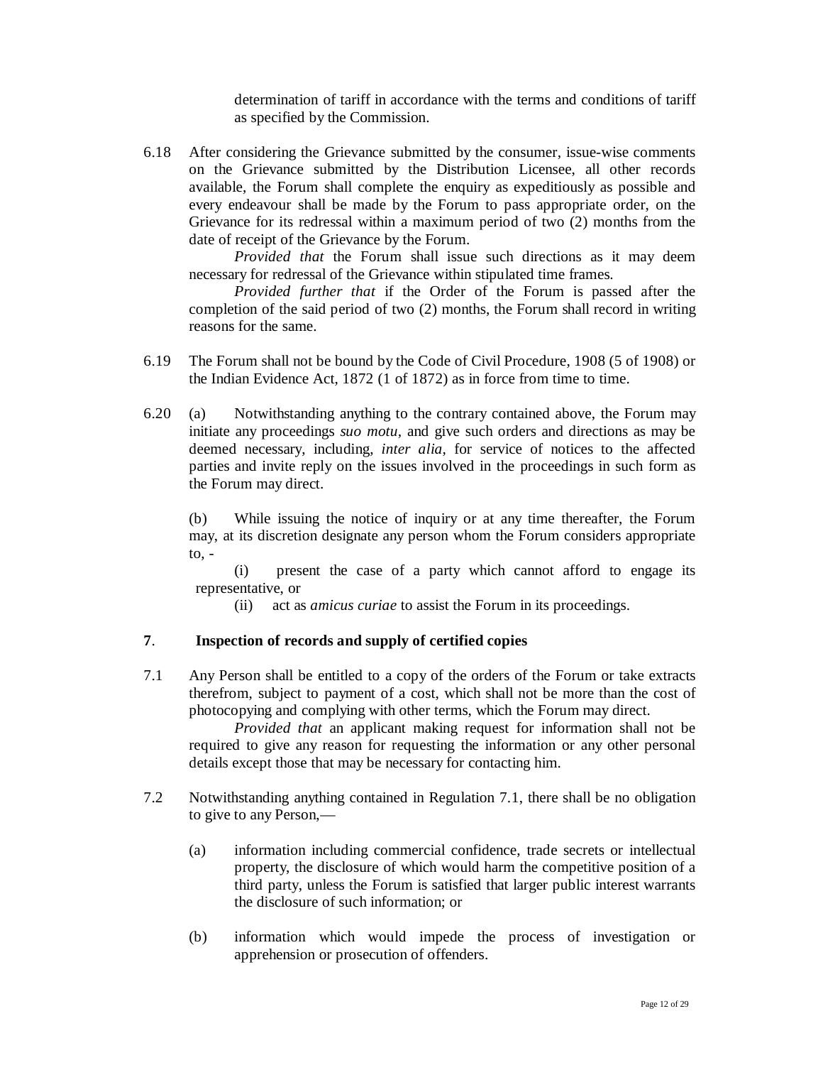determination of tariff in accordance with the terms and conditions of tariff as specified by the Commission.

6.18 After considering the Grievance submitted by the consumer, issue-wise comments on the Grievance submitted by the Distribution Licensee, all other records available, the Forum shall complete the enquiry as expeditiously as possible and every endeavour shall be made by the Forum to pass appropriate order, on the Grievance for its redressal within a maximum period of two (2) months from the date of receipt of the Grievance by the Forum.

*Provided that* the Forum shall issue such directions as it may deem necessary for redressal of the Grievance within stipulated time frames.

*Provided further that* if the Order of the Forum is passed after the completion of the said period of two (2) months, the Forum shall record in writing reasons for the same.

6.19 The Forum shall not be bound by the Code of Civil Procedure, 1908 (5 of 1908) or the Indian Evidence Act, 1872 (1 of 1872) as in force from time to time.

6.20 (a) Notwithstanding anything to the contrary contained above, the Forum may initiate any proceedings *suo motu*, and give such orders and directions as may be deemed necessary, including, *inter alia*, for service of notices to the affected parties and invite reply on the issues involved in the proceedings in such form as the Forum may direct.

(b) While issuing the notice of inquiry or at any time thereafter, the Forum may, at its discretion designate any person whom the Forum considers appropriate to, -

(i) present the case of a party which cannot afford to engage its representative, or

(ii) act as *amicus curiae* to assist the Forum in its proceedings.

## 7. Inspection of records and supply of certified copies

7.1 Any Person shall be entitled to a copy of the orders of the Forum or take extracts therefrom, subject to payment of a cost, which shall not be more than the cost of photocopying and complying with other terms, which the Forum may direct.

*Provided that* an applicant making request for information shall not be required to give any reason for requesting the information or any other personal details except those that may be necessary for contacting him.

7.2 Notwithstanding anything contained in Regulation 7.1, there shall be no obligation to give to any Person,—

(a) information including commercial confidence, trade secrets or intellectual property, the disclosure of which would harm the competitive position of a third party, unless the Forum is satisfied that larger public interest warrants the disclosure of such information; or

(b) information which would impede the process of investigation or apprehension or prosecution of offenders.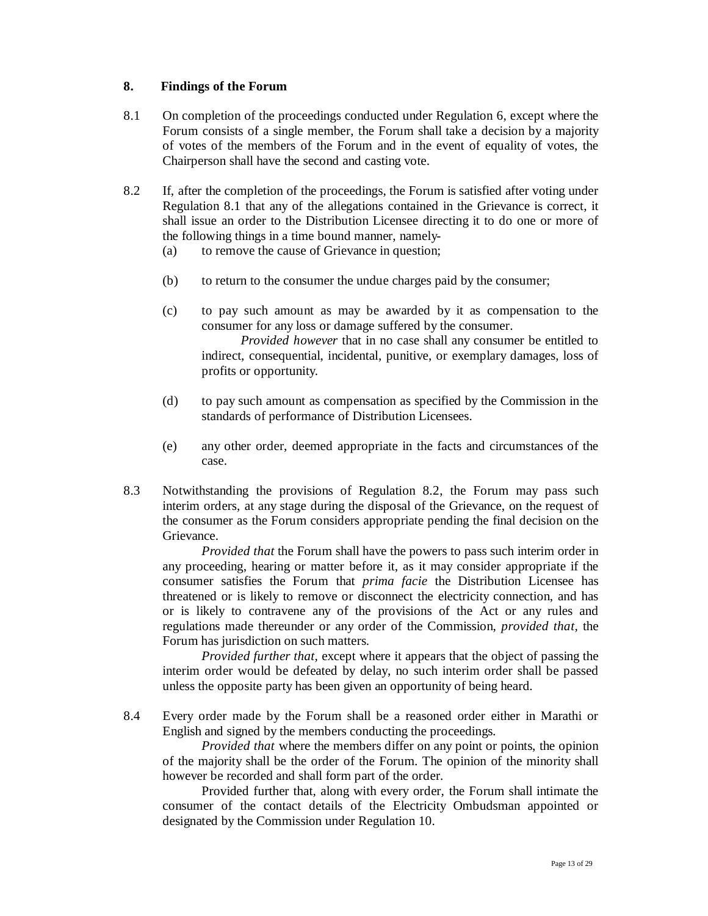## 8. Findings of the Forum

8.1 On completion of the proceedings conducted under Regulation 6, except where the Forum consists of a single member, the Forum shall take a decision by a majority of votes of the members of the Forum and in the event of equality of votes, the Chairperson shall have the second and casting vote.

8.2 If, after the completion of the proceedings, the Forum is satisfied after voting under Regulation 8.1 that any of the allegations contained in the Grievance is correct, it shall issue an order to the Distribution Licensee directing it to do one or more of the following things in a time bound manner, namely-

(a) to remove the cause of Grievance in question;

(b) to return to the consumer the undue charges paid by the consumer;

(c) to pay such amount as may be awarded by it as compensation to the consumer for any loss or damage suffered by the consumer.

*Provided however* that in no case shall any consumer be entitled to indirect, consequential, incidental, punitive, or exemplary damages, loss of profits or opportunity.

(d) to pay such amount as compensation as specified by the Commission in the standards of performance of Distribution Licensees.

(e) any other order, deemed appropriate in the facts and circumstances of the case.

8.3 Notwithstanding the provisions of Regulation 8.2, the Forum may pass such interim orders, at any stage during the disposal of the Grievance, on the request of the consumer as the Forum considers appropriate pending the final decision on the Grievance.

*Provided that* the Forum shall have the powers to pass such interim order in any proceeding, hearing or matter before it, as it may consider appropriate if the consumer satisfies the Forum that *prima facie* the Distribution Licensee has threatened or is likely to remove or disconnect the electricity connection, and has or is likely to contravene any of the provisions of the Act or any rules and regulations made thereunder or any order of the Commission, *provided that*, the Forum has jurisdiction on such matters.

*Provided further that*, except where it appears that the object of passing the interim order would be defeated by delay, no such interim order shall be passed unless the opposite party has been given an opportunity of being heard.

8.4 Every order made by the Forum shall be a reasoned order either in Marathi or English and signed by the members conducting the proceedings.

*Provided that* where the members differ on any point or points, the opinion of the majority shall be the order of the Forum. The opinion of the minority shall however be recorded and shall form part of the order.

Provided further that, along with every order, the Forum shall intimate the consumer of the contact details of the Electricity Ombudsman appointed or designated by the Commission under Regulation 10.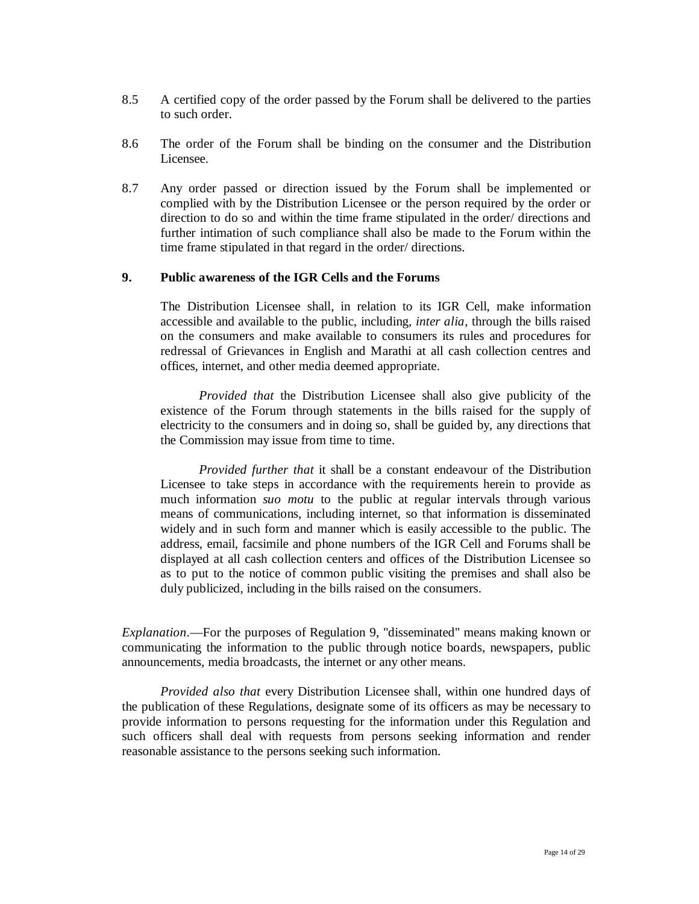8.5 A certified copy of the order passed by the Forum shall be delivered to the parties to such order.

8.6 The order of the Forum shall be binding on the consumer and the Distribution Licensee.

8.7 Any order passed or direction issued by the Forum shall be implemented or complied with by the Distribution Licensee or the person required by the order or direction to do so and within the time frame stipulated in the order/ directions and further intimation of such compliance shall also be made to the Forum within the time frame stipulated in that regard in the order/ directions.

## 9. Public awareness of the IGR Cells and the Forums

The Distribution Licensee shall, in relation to its IGR Cell, make information accessible and available to the public, including, *inter alia*, through the bills raised on the consumers and make available to consumers its rules and procedures for redressal of Grievances in English and Marathi at all cash collection centres and offices, internet, and other media deemed appropriate.

*Provided that* the Distribution Licensee shall also give publicity of the existence of the Forum through statements in the bills raised for the supply of electricity to the consumers and in doing so, shall be guided by, any directions that the Commission may issue from time to time.

*Provided further that* it shall be a constant endeavour of the Distribution Licensee to take steps in accordance with the requirements herein to provide as much information *suo motu* to the public at regular intervals through various means of communications, including internet, so that information is disseminated widely and in such form and manner which is easily accessible to the public. The address, email, facsimile and phone numbers of the IGR Cell and Forums shall be displayed at all cash collection centers and offices of the Distribution Licensee so as to put to the notice of common public visiting the premises and shall also be duly publicized, including in the bills raised on the consumers.

*Explanation*.—For the purposes of Regulation 9, "disseminated" means making known or communicating the information to the public through notice boards, newspapers, public announcements, media broadcasts, the internet or any other means.

*Provided also that* every Distribution Licensee shall, within one hundred days of the publication of these Regulations, designate some of its officers as may be necessary to provide information to persons requesting for the information under this Regulation and such officers shall deal with requests from persons seeking information and render reasonable assistance to the persons seeking such information.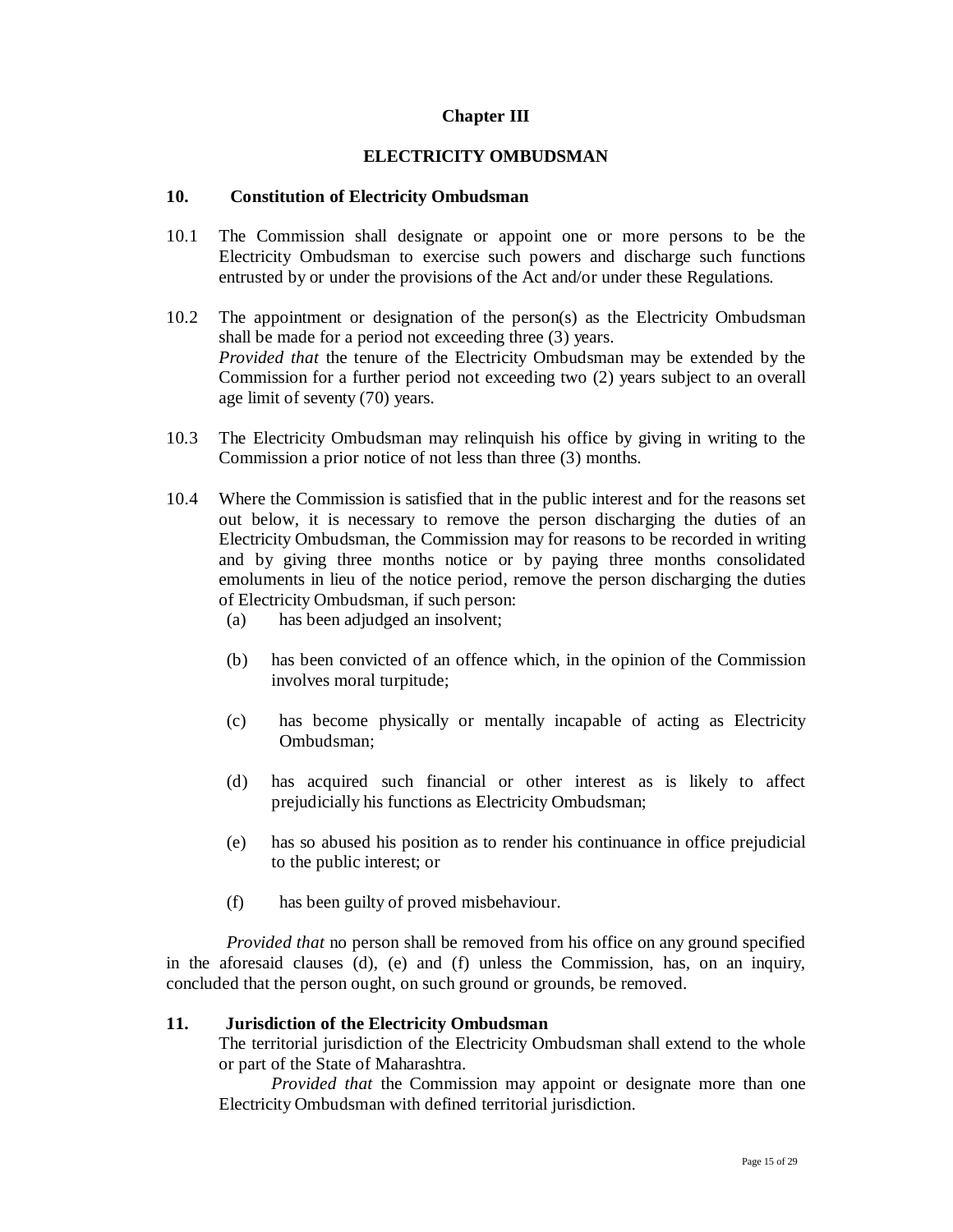## Chapter III

## ELECTRICITY OMBUDSMAN

### 10. Constitution of Electricity Ombudsman

10.1 The Commission shall designate or appoint one or more persons to be the Electricity Ombudsman to exercise such powers and discharge such functions entrusted by or under the provisions of the Act and/or under these Regulations.

10.2 The appointment or designation of the person(s) as the Electricity Ombudsman shall be made for a period not exceeding three (3) years.
*Provided that* the tenure of the Electricity Ombudsman may be extended by the Commission for a further period not exceeding two (2) years subject to an overall age limit of seventy (70) years.

10.3 The Electricity Ombudsman may relinquish his office by giving in writing to the Commission a prior notice of not less than three (3) months.

10.4 Where the Commission is satisfied that in the public interest and for the reasons set out below, it is necessary to remove the person discharging the duties of an Electricity Ombudsman, the Commission may for reasons to be recorded in writing and by giving three months notice or by paying three months consolidated emoluments in lieu of the notice period, remove the person discharging the duties of Electricity Ombudsman, if such person:

(a) has been adjudged an insolvent;

(b) has been convicted of an offence which, in the opinion of the Commission involves moral turpitude;

(c) has become physically or mentally incapable of acting as Electricity Ombudsman;

(d) has acquired such financial or other interest as is likely to affect prejudicially his functions as Electricity Ombudsman;

(e) has so abused his position as to render his continuance in office prejudicial to the public interest; or

(f) has been guilty of proved misbehaviour.

*Provided that* no person shall be removed from his office on any ground specified in the aforesaid clauses (d), (e) and (f) unless the Commission, has, on an inquiry, concluded that the person ought, on such ground or grounds, be removed.

### 11. Jurisdiction of the Electricity Ombudsman

The territorial jurisdiction of the Electricity Ombudsman shall extend to the whole or part of the State of Maharashtra.

*Provided that* the Commission may appoint or designate more than one Electricity Ombudsman with defined territorial jurisdiction.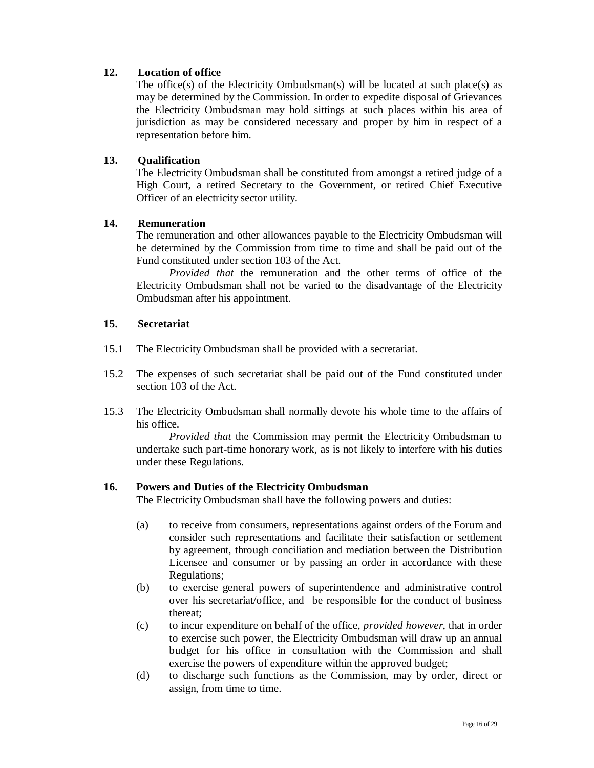**12. Location of office**

The office(s) of the Electricity Ombudsman(s) will be located at such place(s) as may be determined by the Commission. In order to expedite disposal of Grievances the Electricity Ombudsman may hold sittings at such places within his area of jurisdiction as may be considered necessary and proper by him in respect of a representation before him.

**13. Qualification**

The Electricity Ombudsman shall be constituted from amongst a retired judge of a High Court, a retired Secretary to the Government, or retired Chief Executive Officer of an electricity sector utility.

**14. Remuneration**

The remuneration and other allowances payable to the Electricity Ombudsman will be determined by the Commission from time to time and shall be paid out of the Fund constituted under section 103 of the Act.

*Provided that* the remuneration and the other terms of office of the Electricity Ombudsman shall not be varied to the disadvantage of the Electricity Ombudsman after his appointment.

**15. Secretariat**

15.1 The Electricity Ombudsman shall be provided with a secretariat.

15.2 The expenses of such secretariat shall be paid out of the Fund constituted under section 103 of the Act.

15.3 The Electricity Ombudsman shall normally devote his whole time to the affairs of his office.

*Provided that* the Commission may permit the Electricity Ombudsman to undertake such part-time honorary work, as is not likely to interfere with his duties under these Regulations.

**16. Powers and Duties of the Electricity Ombudsman**

The Electricity Ombudsman shall have the following powers and duties:

(a) to receive from consumers, representations against orders of the Forum and consider such representations and facilitate their satisfaction or settlement by agreement, through conciliation and mediation between the Distribution Licensee and consumer or by passing an order in accordance with these Regulations;

(b) to exercise general powers of superintendence and administrative control over his secretariat/office, and be responsible for the conduct of business thereat;

(c) to incur expenditure on behalf of the office, *provided however*, that in order to exercise such power, the Electricity Ombudsman will draw up an annual budget for his office in consultation with the Commission and shall exercise the powers of expenditure within the approved budget;

(d) to discharge such functions as the Commission, may by order, direct or assign, from time to time.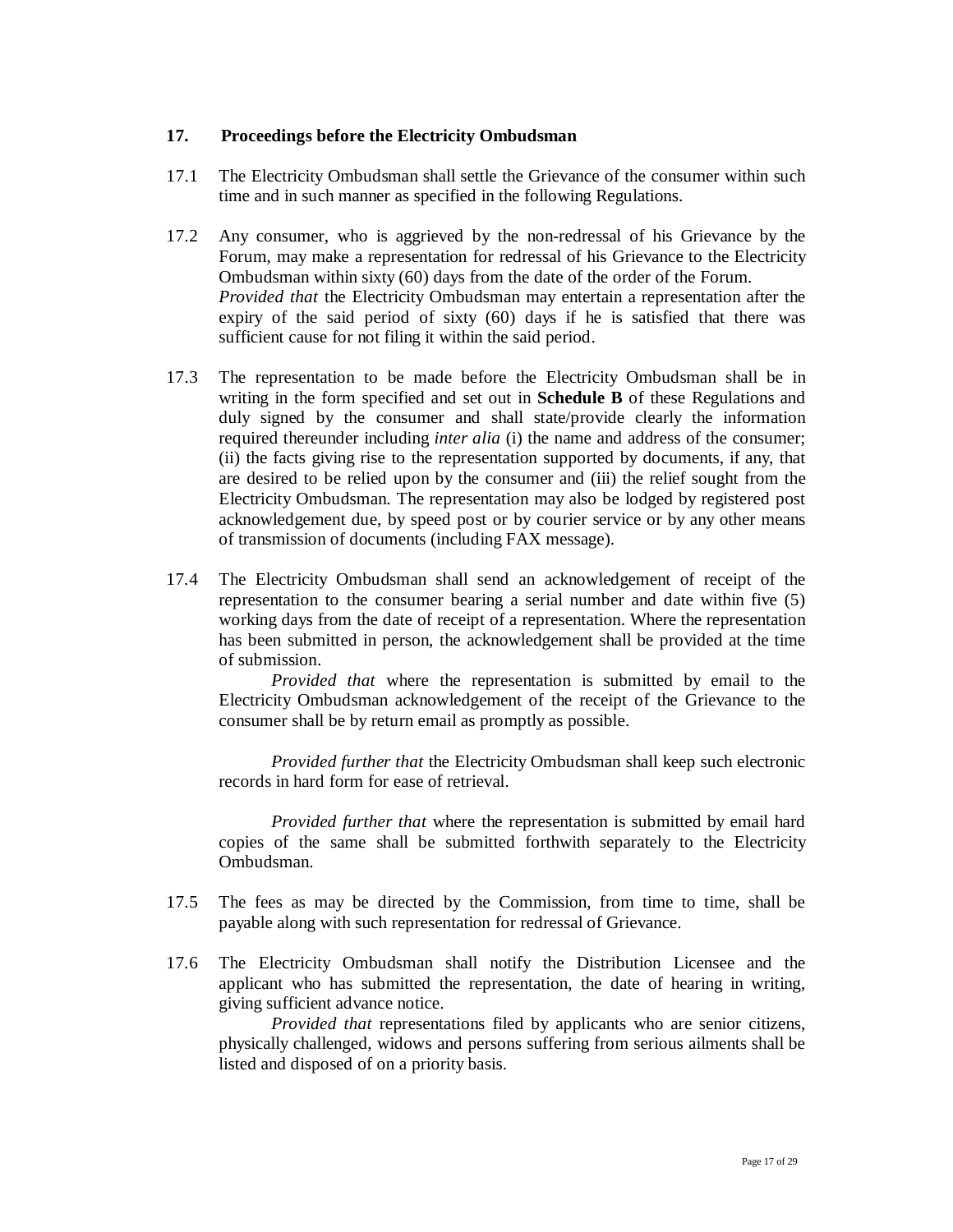## 17. Proceedings before the Electricity Ombudsman

17.1 The Electricity Ombudsman shall settle the Grievance of the consumer within such time and in such manner as specified in the following Regulations.

17.2 Any consumer, who is aggrieved by the non-redressal of his Grievance by the Forum, may make a representation for redressal of his Grievance to the Electricity Ombudsman within sixty (60) days from the date of the order of the Forum.
*Provided that* the Electricity Ombudsman may entertain a representation after the expiry of the said period of sixty (60) days if he is satisfied that there was sufficient cause for not filing it within the said period.

17.3 The representation to be made before the Electricity Ombudsman shall be in writing in the form specified and set out in **Schedule B** of these Regulations and duly signed by the consumer and shall state/provide clearly the information required thereunder including *inter alia* (i) the name and address of the consumer; (ii) the facts giving rise to the representation supported by documents, if any, that are desired to be relied upon by the consumer and (iii) the relief sought from the Electricity Ombudsman. The representation may also be lodged by registered post acknowledgement due, by speed post or by courier service or by any other means of transmission of documents (including FAX message).

17.4 The Electricity Ombudsman shall send an acknowledgement of receipt of the representation to the consumer bearing a serial number and date within five (5) working days from the date of receipt of a representation. Where the representation has been submitted in person, the acknowledgement shall be provided at the time of submission.

*Provided that* where the representation is submitted by email to the Electricity Ombudsman acknowledgement of the receipt of the Grievance to the consumer shall be by return email as promptly as possible.

*Provided further that* the Electricity Ombudsman shall keep such electronic records in hard form for ease of retrieval.

*Provided further that* where the representation is submitted by email hard copies of the same shall be submitted forthwith separately to the Electricity Ombudsman.

17.5 The fees as may be directed by the Commission, from time to time, shall be payable along with such representation for redressal of Grievance.

17.6 The Electricity Ombudsman shall notify the Distribution Licensee and the applicant who has submitted the representation, the date of hearing in writing, giving sufficient advance notice.

*Provided that* representations filed by applicants who are senior citizens, physically challenged, widows and persons suffering from serious ailments shall be listed and disposed of on a priority basis.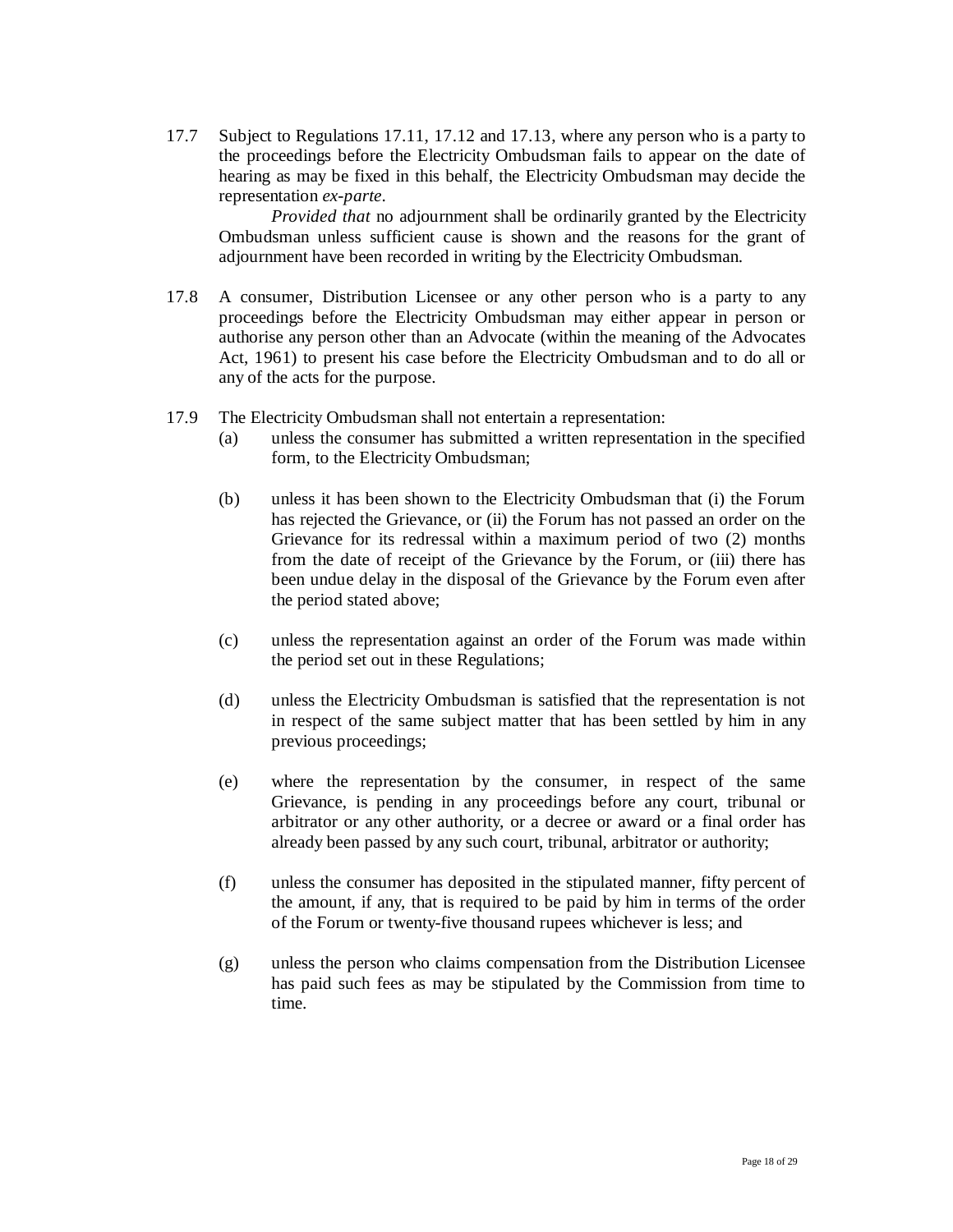17.7 Subject to Regulations 17.11, 17.12 and 17.13, where any person who is a party to the proceedings before the Electricity Ombudsman fails to appear on the date of hearing as may be fixed in this behalf, the Electricity Ombudsman may decide the representation *ex-parte*.

*Provided that* no adjournment shall be ordinarily granted by the Electricity Ombudsman unless sufficient cause is shown and the reasons for the grant of adjournment have been recorded in writing by the Electricity Ombudsman.

17.8 A consumer, Distribution Licensee or any other person who is a party to any proceedings before the Electricity Ombudsman may either appear in person or authorise any person other than an Advocate (within the meaning of the Advocates Act, 1961) to present his case before the Electricity Ombudsman and to do all or any of the acts for the purpose.

17.9 The Electricity Ombudsman shall not entertain a representation:

(a) unless the consumer has submitted a written representation in the specified form, to the Electricity Ombudsman;

(b) unless it has been shown to the Electricity Ombudsman that (i) the Forum has rejected the Grievance, or (ii) the Forum has not passed an order on the Grievance for its redressal within a maximum period of two (2) months from the date of receipt of the Grievance by the Forum, or (iii) there has been undue delay in the disposal of the Grievance by the Forum even after the period stated above;

(c) unless the representation against an order of the Forum was made within the period set out in these Regulations;

(d) unless the Electricity Ombudsman is satisfied that the representation is not in respect of the same subject matter that has been settled by him in any previous proceedings;

(e) where the representation by the consumer, in respect of the same Grievance, is pending in any proceedings before any court, tribunal or arbitrator or any other authority, or a decree or award or a final order has already been passed by any such court, tribunal, arbitrator or authority;

(f) unless the consumer has deposited in the stipulated manner, fifty percent of the amount, if any, that is required to be paid by him in terms of the order of the Forum or twenty-five thousand rupees whichever is less; and

(g) unless the person who claims compensation from the Distribution Licensee has paid such fees as may be stipulated by the Commission from time to time.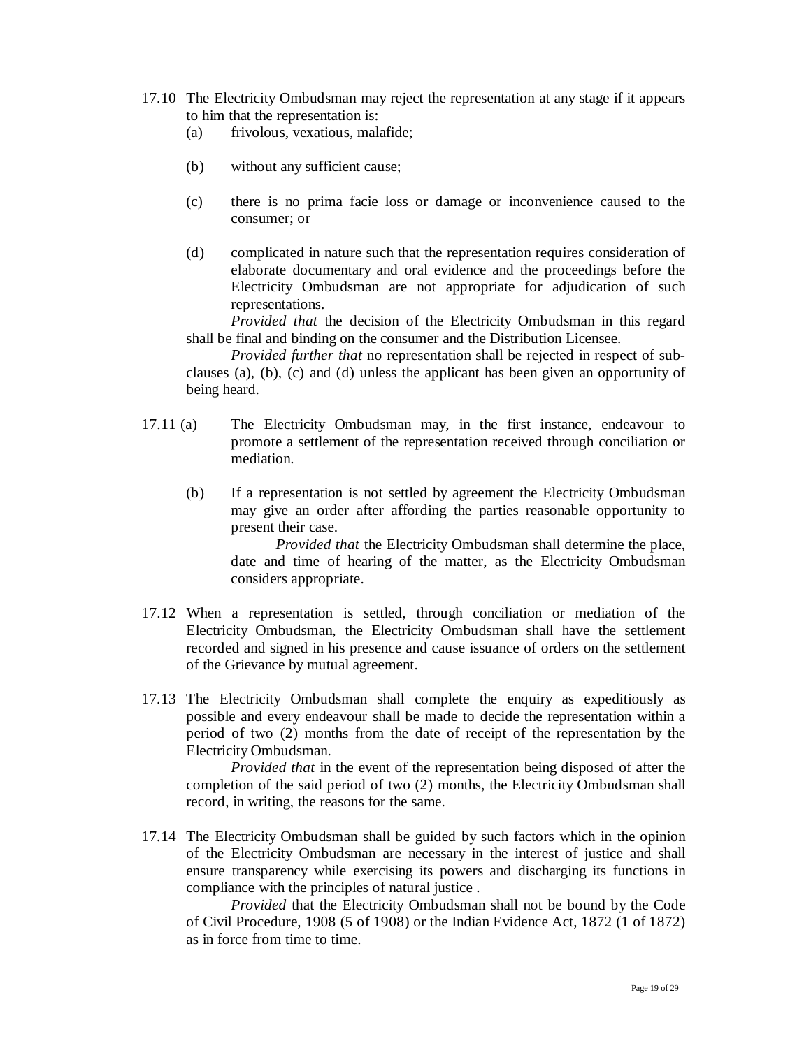17.10 The Electricity Ombudsman may reject the representation at any stage if it appears to him that the representation is:

(a) frivolous, vexatious, malafide;

(b) without any sufficient cause;

(c) there is no prima facie loss or damage or inconvenience caused to the consumer; or

(d) complicated in nature such that the representation requires consideration of elaborate documentary and oral evidence and the proceedings before the Electricity Ombudsman are not appropriate for adjudication of such representations.

*Provided that* the decision of the Electricity Ombudsman in this regard shall be final and binding on the consumer and the Distribution Licensee.

*Provided further that* no representation shall be rejected in respect of sub-clauses (a), (b), (c) and (d) unless the applicant has been given an opportunity of being heard.

17.11 (a) The Electricity Ombudsman may, in the first instance, endeavour to promote a settlement of the representation received through conciliation or mediation.

(b) If a representation is not settled by agreement the Electricity Ombudsman may give an order after affording the parties reasonable opportunity to present their case.

*Provided that* the Electricity Ombudsman shall determine the place, date and time of hearing of the matter, as the Electricity Ombudsman considers appropriate.

17.12 When a representation is settled, through conciliation or mediation of the Electricity Ombudsman, the Electricity Ombudsman shall have the settlement recorded and signed in his presence and cause issuance of orders on the settlement of the Grievance by mutual agreement.

17.13 The Electricity Ombudsman shall complete the enquiry as expeditiously as possible and every endeavour shall be made to decide the representation within a period of two (2) months from the date of receipt of the representation by the Electricity Ombudsman.

*Provided that* in the event of the representation being disposed of after the completion of the said period of two (2) months, the Electricity Ombudsman shall record, in writing, the reasons for the same.

17.14 The Electricity Ombudsman shall be guided by such factors which in the opinion of the Electricity Ombudsman are necessary in the interest of justice and shall ensure transparency while exercising its powers and discharging its functions in compliance with the principles of natural justice .

*Provided* that the Electricity Ombudsman shall not be bound by the Code of Civil Procedure, 1908 (5 of 1908) or the Indian Evidence Act, 1872 (1 of 1872) as in force from time to time.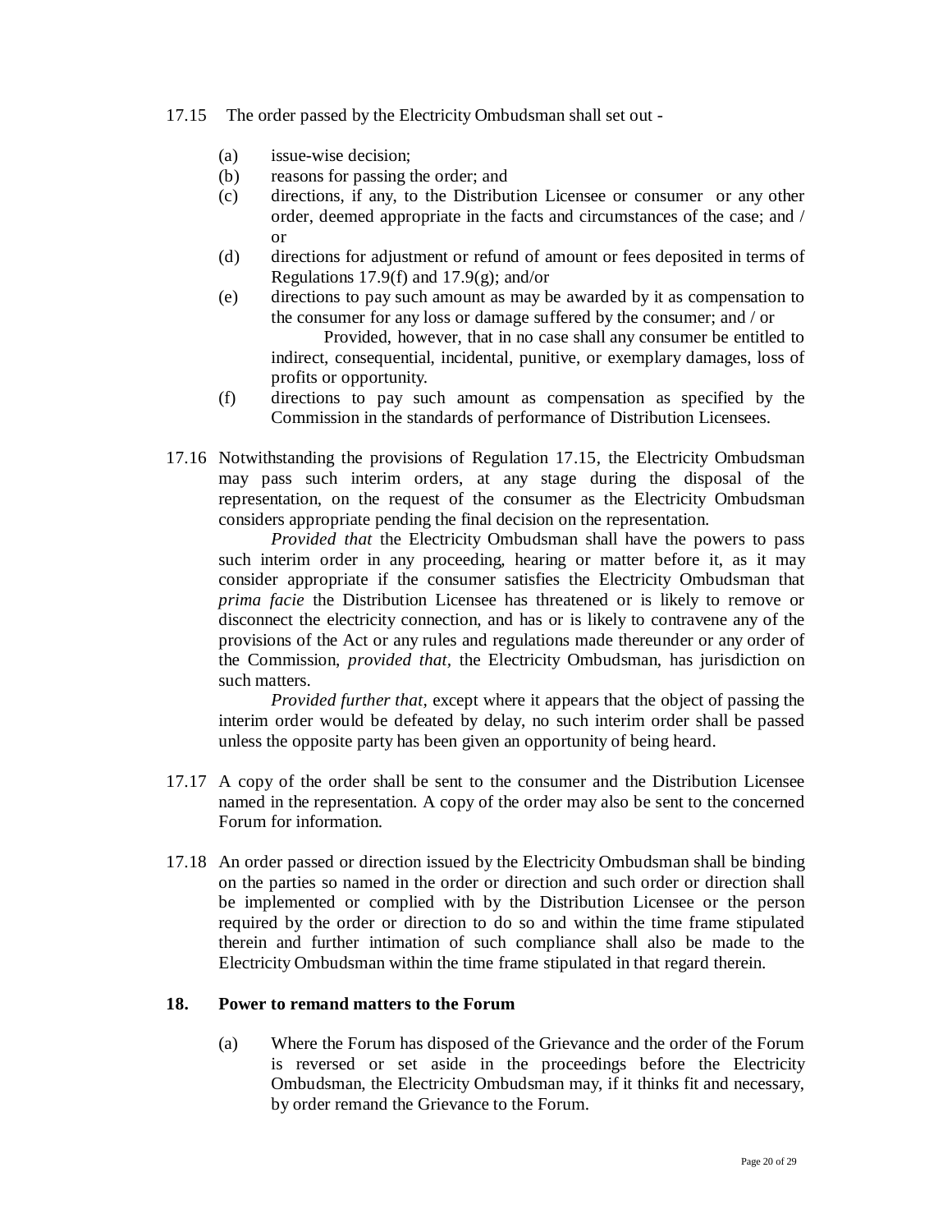17.15 The order passed by the Electricity Ombudsman shall set out -

(a) issue-wise decision;
(b) reasons for passing the order; and
(c) directions, if any, to the Distribution Licensee or consumer or any other order, deemed appropriate in the facts and circumstances of the case; and / or
(d) directions for adjustment or refund of amount or fees deposited in terms of Regulations 17.9(f) and 17.9(g); and/or
(e) directions to pay such amount as may be awarded by it as compensation to the consumer for any loss or damage suffered by the consumer; and / or

    Provided, however, that in no case shall any consumer be entitled to indirect, consequential, incidental, punitive, or exemplary damages, loss of profits or opportunity.
(f) directions to pay such amount as compensation as specified by the Commission in the standards of performance of Distribution Licensees.

17.16 Notwithstanding the provisions of Regulation 17.15, the Electricity Ombudsman may pass such interim orders, at any stage during the disposal of the representation, on the request of the consumer as the Electricity Ombudsman considers appropriate pending the final decision on the representation.

*Provided that* the Electricity Ombudsman shall have the powers to pass such interim order in any proceeding, hearing or matter before it, as it may consider appropriate if the consumer satisfies the Electricity Ombudsman that *prima facie* the Distribution Licensee has threatened or is likely to remove or disconnect the electricity connection, and has or is likely to contravene any of the provisions of the Act or any rules and regulations made thereunder or any order of the Commission, *provided that*, the Electricity Ombudsman, has jurisdiction on such matters.

*Provided further that*, except where it appears that the object of passing the interim order would be defeated by delay, no such interim order shall be passed unless the opposite party has been given an opportunity of being heard.

17.17 A copy of the order shall be sent to the consumer and the Distribution Licensee named in the representation. A copy of the order may also be sent to the concerned Forum for information.

17.18 An order passed or direction issued by the Electricity Ombudsman shall be binding on the parties so named in the order or direction and such order or direction shall be implemented or complied with by the Distribution Licensee or the person required by the order or direction to do so and within the time frame stipulated therein and further intimation of such compliance shall also be made to the Electricity Ombudsman within the time frame stipulated in that regard therein.

## 18. Power to remand matters to the Forum

(a) Where the Forum has disposed of the Grievance and the order of the Forum is reversed or set aside in the proceedings before the Electricity Ombudsman, the Electricity Ombudsman may, if it thinks fit and necessary, by order remand the Grievance to the Forum.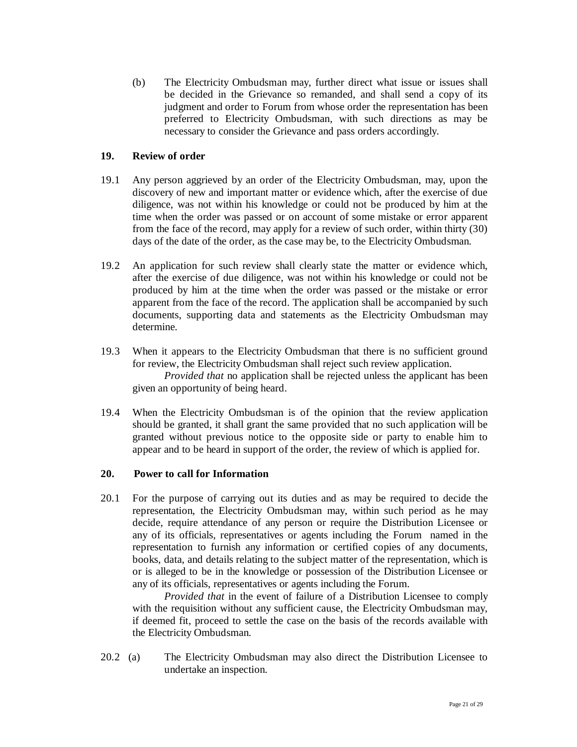(b) The Electricity Ombudsman may, further direct what issue or issues shall be decided in the Grievance so remanded, and shall send a copy of its judgment and order to Forum from whose order the representation has been preferred to Electricity Ombudsman, with such directions as may be necessary to consider the Grievance and pass orders accordingly.

**19. Review of order**

19.1 Any person aggrieved by an order of the Electricity Ombudsman, may, upon the discovery of new and important matter or evidence which, after the exercise of due diligence, was not within his knowledge or could not be produced by him at the time when the order was passed or on account of some mistake or error apparent from the face of the record, may apply for a review of such order, within thirty (30) days of the date of the order, as the case may be, to the Electricity Ombudsman.

19.2 An application for such review shall clearly state the matter or evidence which, after the exercise of due diligence, was not within his knowledge or could not be produced by him at the time when the order was passed or the mistake or error apparent from the face of the record. The application shall be accompanied by such documents, supporting data and statements as the Electricity Ombudsman may determine.

19.3 When it appears to the Electricity Ombudsman that there is no sufficient ground for review, the Electricity Ombudsman shall reject such review application.

*Provided that* no application shall be rejected unless the applicant has been given an opportunity of being heard.

19.4 When the Electricity Ombudsman is of the opinion that the review application should be granted, it shall grant the same provided that no such application will be granted without previous notice to the opposite side or party to enable him to appear and to be heard in support of the order, the review of which is applied for.

**20. Power to call for Information**

20.1 For the purpose of carrying out its duties and as may be required to decide the representation, the Electricity Ombudsman may, within such period as he may decide, require attendance of any person or require the Distribution Licensee or any of its officials, representatives or agents including the Forum named in the representation to furnish any information or certified copies of any documents, books, data, and details relating to the subject matter of the representation, which is or is alleged to be in the knowledge or possession of the Distribution Licensee or any of its officials, representatives or agents including the Forum.

*Provided that* in the event of failure of a Distribution Licensee to comply with the requisition without any sufficient cause, the Electricity Ombudsman may, if deemed fit, proceed to settle the case on the basis of the records available with the Electricity Ombudsman.

20.2 (a) The Electricity Ombudsman may also direct the Distribution Licensee to undertake an inspection.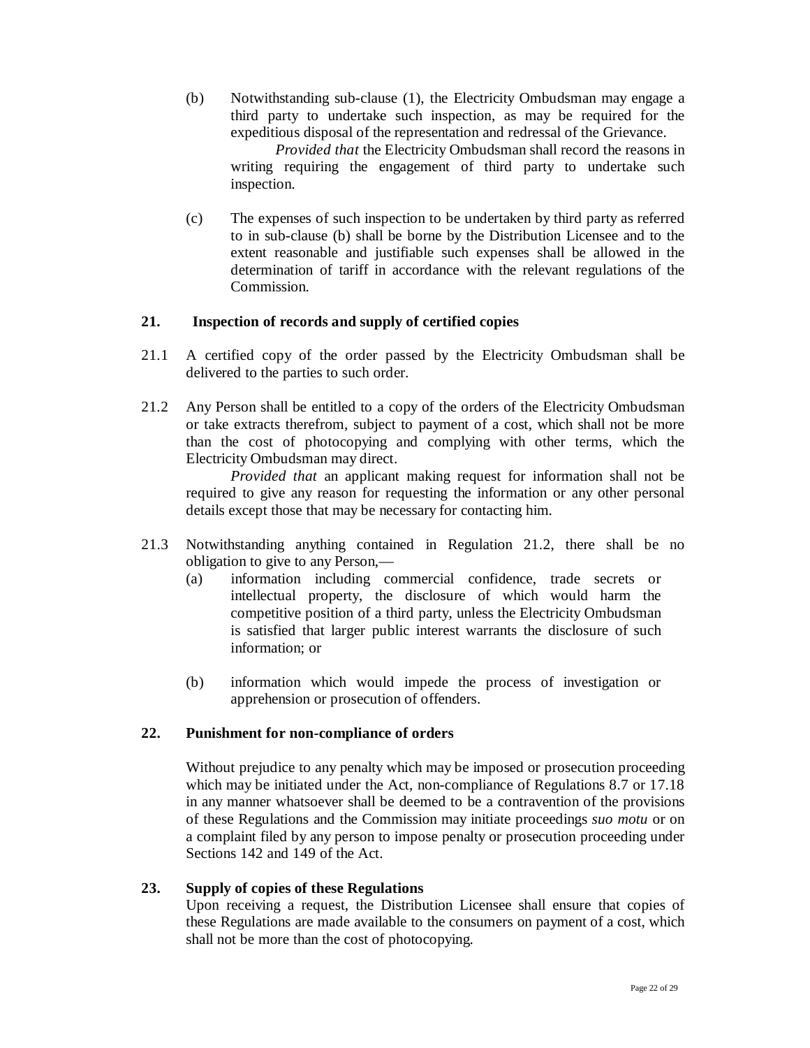(b) Notwithstanding sub-clause (1), the Electricity Ombudsman may engage a third party to undertake such inspection, as may be required for the expeditious disposal of the representation and redressal of the Grievance.

*Provided that* the Electricity Ombudsman shall record the reasons in writing requiring the engagement of third party to undertake such inspection.

(c) The expenses of such inspection to be undertaken by third party as referred to in sub-clause (b) shall be borne by the Distribution Licensee and to the extent reasonable and justifiable such expenses shall be allowed in the determination of tariff in accordance with the relevant regulations of the Commission.

## 21. Inspection of records and supply of certified copies

21.1 A certified copy of the order passed by the Electricity Ombudsman shall be delivered to the parties to such order.

21.2 Any Person shall be entitled to a copy of the orders of the Electricity Ombudsman or take extracts therefrom, subject to payment of a cost, which shall not be more than the cost of photocopying and complying with other terms, which the Electricity Ombudsman may direct.

*Provided that* an applicant making request for information shall not be required to give any reason for requesting the information or any other personal details except those that may be necessary for contacting him.

21.3 Notwithstanding anything contained in Regulation 21.2, there shall be no obligation to give to any Person,—

(a) information including commercial confidence, trade secrets or intellectual property, the disclosure of which would harm the competitive position of a third party, unless the Electricity Ombudsman is satisfied that larger public interest warrants the disclosure of such information; or

(b) information which would impede the process of investigation or apprehension or prosecution of offenders.

## 22. Punishment for non-compliance of orders

Without prejudice to any penalty which may be imposed or prosecution proceeding which may be initiated under the Act, non-compliance of Regulations 8.7 or 17.18 in any manner whatsoever shall be deemed to be a contravention of the provisions of these Regulations and the Commission may initiate proceedings *suo motu* or on a complaint filed by any person to impose penalty or prosecution proceeding under Sections 142 and 149 of the Act.

## 23. Supply of copies of these Regulations

Upon receiving a request, the Distribution Licensee shall ensure that copies of these Regulations are made available to the consumers on payment of a cost, which shall not be more than the cost of photocopying.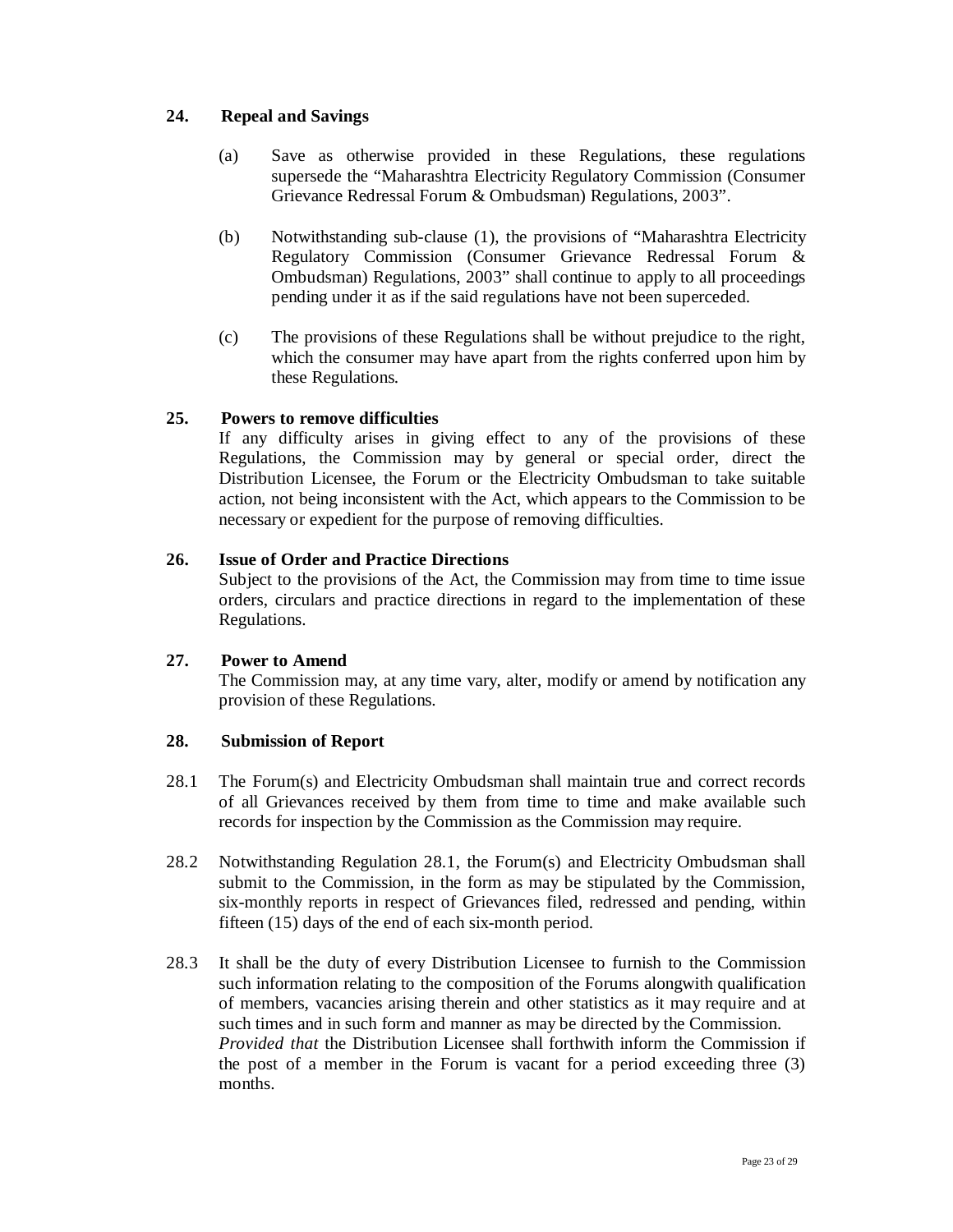## 24. Repeal and Savings

(a) Save as otherwise provided in these Regulations, these regulations supersede the "Maharashtra Electricity Regulatory Commission (Consumer Grievance Redressal Forum & Ombudsman) Regulations, 2003".

(b) Notwithstanding sub-clause (1), the provisions of "Maharashtra Electricity Regulatory Commission (Consumer Grievance Redressal Forum & Ombudsman) Regulations, 2003" shall continue to apply to all proceedings pending under it as if the said regulations have not been superceded.

(c) The provisions of these Regulations shall be without prejudice to the right, which the consumer may have apart from the rights conferred upon him by these Regulations.

## 25. Powers to remove difficulties

If any difficulty arises in giving effect to any of the provisions of these Regulations, the Commission may by general or special order, direct the Distribution Licensee, the Forum or the Electricity Ombudsman to take suitable action, not being inconsistent with the Act, which appears to the Commission to be necessary or expedient for the purpose of removing difficulties.

## 26. Issue of Order and Practice Directions

Subject to the provisions of the Act, the Commission may from time to time issue orders, circulars and practice directions in regard to the implementation of these Regulations.

## 27. Power to Amend

The Commission may, at any time vary, alter, modify or amend by notification any provision of these Regulations.

## 28. Submission of Report

28.1 The Forum(s) and Electricity Ombudsman shall maintain true and correct records of all Grievances received by them from time to time and make available such records for inspection by the Commission as the Commission may require.

28.2 Notwithstanding Regulation 28.1, the Forum(s) and Electricity Ombudsman shall submit to the Commission, in the form as may be stipulated by the Commission, six-monthly reports in respect of Grievances filed, redressed and pending, within fifteen (15) days of the end of each six-month period.

28.3 It shall be the duty of every Distribution Licensee to furnish to the Commission such information relating to the composition of the Forums alongwith qualification of members, vacancies arising therein and other statistics as it may require and at such times and in such form and manner as may be directed by the Commission. *Provided that* the Distribution Licensee shall forthwith inform the Commission if the post of a member in the Forum is vacant for a period exceeding three (3) months.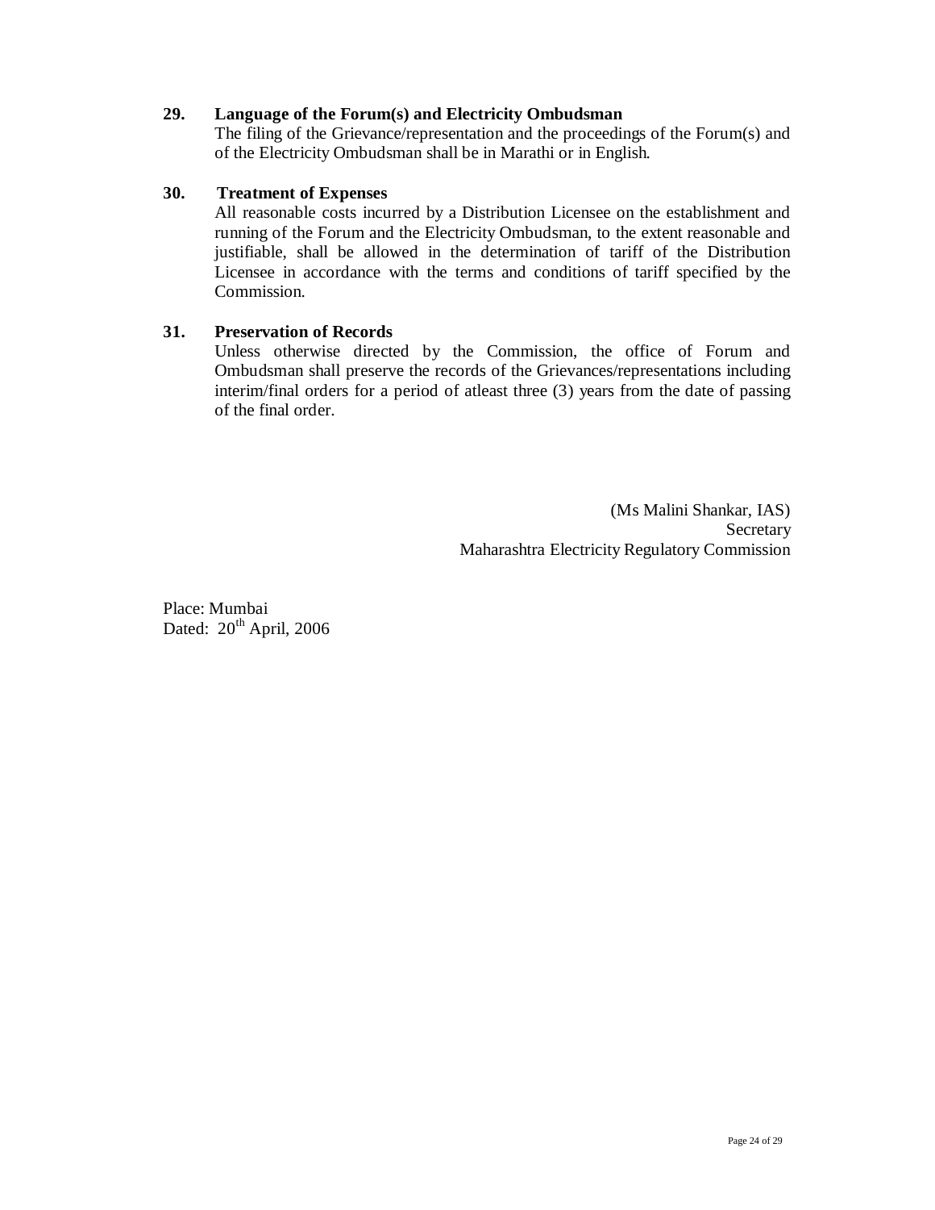**29. Language of the Forum(s) and Electricity Ombudsman**

The filing of the Grievance/representation and the proceedings of the Forum(s) and of the Electricity Ombudsman shall be in Marathi or in English.

**30. Treatment of Expenses**

All reasonable costs incurred by a Distribution Licensee on the establishment and running of the Forum and the Electricity Ombudsman, to the extent reasonable and justifiable, shall be allowed in the determination of tariff of the Distribution Licensee in accordance with the terms and conditions of tariff specified by the Commission.

**31. Preservation of Records**

Unless otherwise directed by the Commission, the office of Forum and Ombudsman shall preserve the records of the Grievances/representations including interim/final orders for a period of atleast three (3) years from the date of passing of the final order.

(Ms Malini Shankar, IAS)
Secretary
Maharashtra Electricity Regulatory Commission

Place: Mumbai
Dated: 20th April, 2006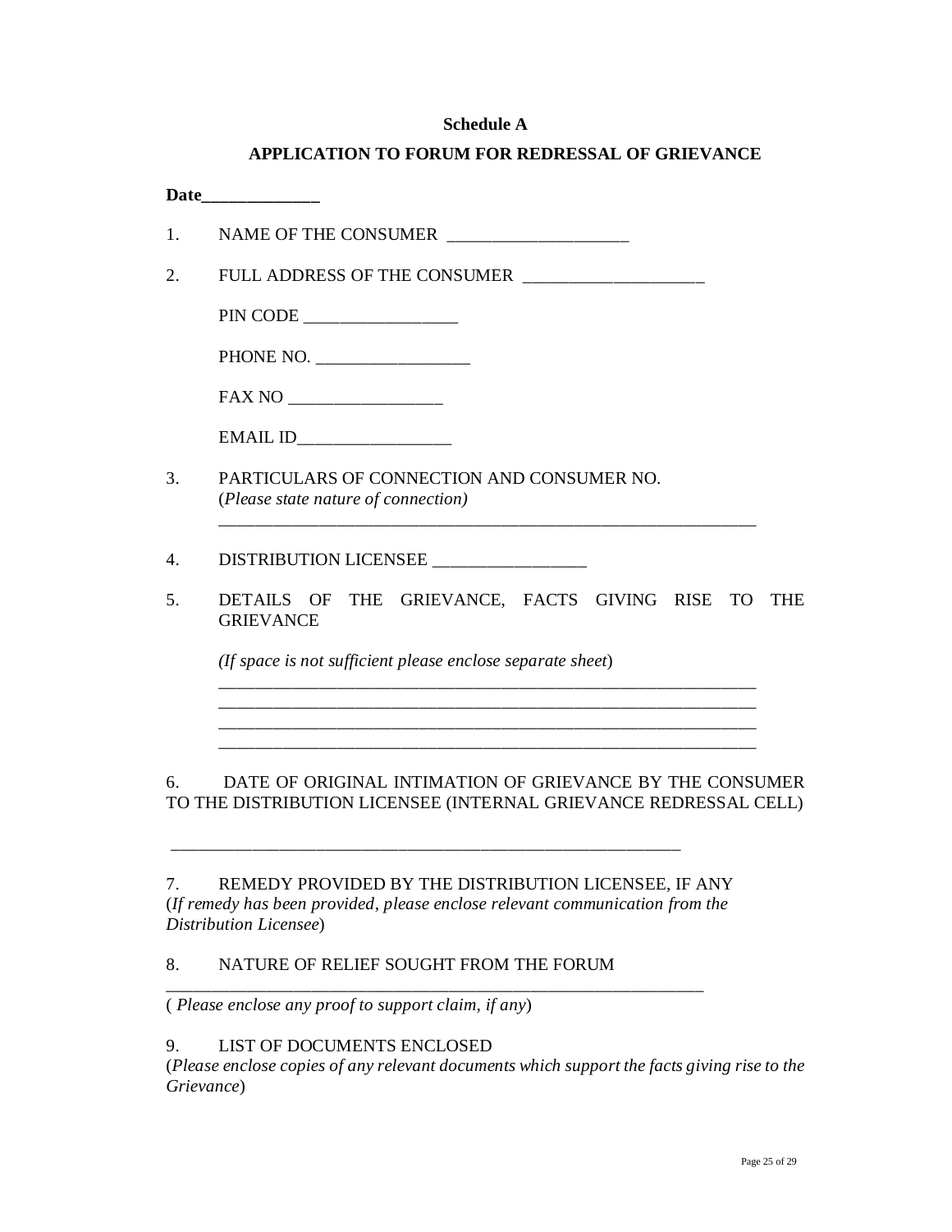**Schedule A**

**APPLICATION TO FORUM FOR REDRESSAL OF GRIEVANCE**

**Date_____________**

1. NAME OF THE CONSUMER ____________________

2. FULL ADDRESS OF THE CONSUMER ____________________

   PIN CODE _________________

   PHONE NO. _________________

   FAX NO _________________

   EMAIL ID_________________

3. PARTICULARS OF CONNECTION AND CONSUMER NO.
   (*Please state nature of connection)*
   _______________________________________________________________

4. DISTRIBUTION LICENSEE _________________

5. DETAILS OF THE GRIEVANCE, FACTS GIVING RISE TO THE GRIEVANCE

   *(If space is not sufficient please enclose separate sheet*)
   _______________________________________________________________
   _______________________________________________________________
   _______________________________________________________________
   _______________________________________________________________

6. DATE OF ORIGINAL INTIMATION OF GRIEVANCE BY THE CONSUMER TO THE DISTRIBUTION LICENSEE (INTERNAL GRIEVANCE REDRESSAL CELL)

   ___________________________________________________________

7. REMEDY PROVIDED BY THE DISTRIBUTION LICENSEE, IF ANY
   (*If remedy has been provided, please enclose relevant communication from the Distribution Licensee*)

8. NATURE OF RELIEF SOUGHT FROM THE FORUM
   _______________________________________________________________
   ( *Please enclose any proof to support claim, if any*)

9. LIST OF DOCUMENTS ENCLOSED
   (*Please enclose copies of any relevant documents which support the facts giving rise to the Grievance*)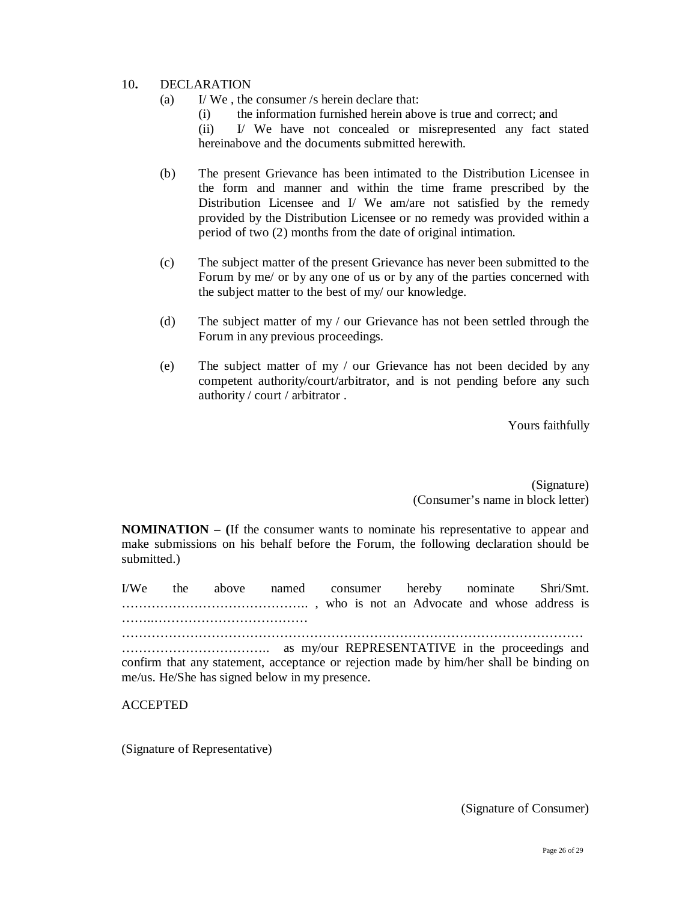10. DECLARATION

(a) I/ We , the consumer /s herein declare that:

(i) the information furnished herein above is true and correct; and

(ii) I/ We have not concealed or misrepresented any fact stated hereinabove and the documents submitted herewith.

(b) The present Grievance has been intimated to the Distribution Licensee in the form and manner and within the time frame prescribed by the Distribution Licensee and I/ We am/are not satisfied by the remedy provided by the Distribution Licensee or no remedy was provided within a period of two (2) months from the date of original intimation.

(c) The subject matter of the present Grievance has never been submitted to the Forum by me/ or by any one of us or by any of the parties concerned with the subject matter to the best of my/ our knowledge.

(d) The subject matter of my / our Grievance has not been settled through the Forum in any previous proceedings.

(e) The subject matter of my / our Grievance has not been decided by any competent authority/court/arbitrator, and is not pending before any such authority / court / arbitrator .

Yours faithfully

(Signature)
(Consumer's name in block letter)

**NOMINATION – (**If the consumer wants to nominate his representative to appear and make submissions on his behalf before the Forum, the following declaration should be submitted.)

I/We the above named consumer hereby nominate Shri/Smt. …………………………………….. , who is not an Advocate and whose address is ……..………………………………
………………………………………………………………………………………………
…………………………….. as my/our REPRESENTATIVE in the proceedings and confirm that any statement, acceptance or rejection made by him/her shall be binding on me/us. He/She has signed below in my presence.

ACCEPTED

(Signature of Representative)

(Signature of Consumer)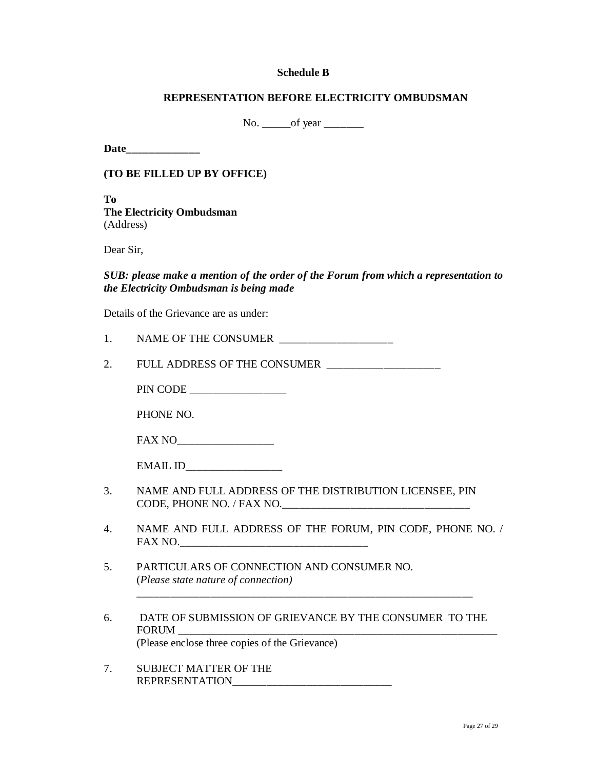**Schedule B**

**REPRESENTATION BEFORE ELECTRICITY OMBUDSMAN**

No. _____of year _______

**Date_____________**

**(TO BE FILLED UP BY OFFICE)**

**To**
**The Electricity Ombudsman**
(Address)

Dear Sir,

***SUB: please make a mention of the order of the Forum from which a representation to the Electricity Ombudsman is being made***

Details of the Grievance are as under:

1. NAME OF THE CONSUMER ____________________

2. FULL ADDRESS OF THE CONSUMER ____________________

   PIN CODE _________________

   PHONE NO.

   FAX NO_________________

   EMAIL ID_________________

3. NAME AND FULL ADDRESS OF THE DISTRIBUTION LICENSEE, PIN CODE, PHONE NO. / FAX NO.________________________________

4. NAME AND FULL ADDRESS OF THE FORUM, PIN CODE, PHONE NO. / FAX NO.________________________________

5. PARTICULARS OF CONNECTION AND CONSUMER NO.
   (*Please state nature of connection)*
   ____________________________________________________________

6. DATE OF SUBMISSION OF GRIEVANCE BY THE CONSUMER TO THE FORUM ____________________________________________________________
   (Please enclose three copies of the Grievance)

7. SUBJECT MATTER OF THE REPRESENTATION____________________________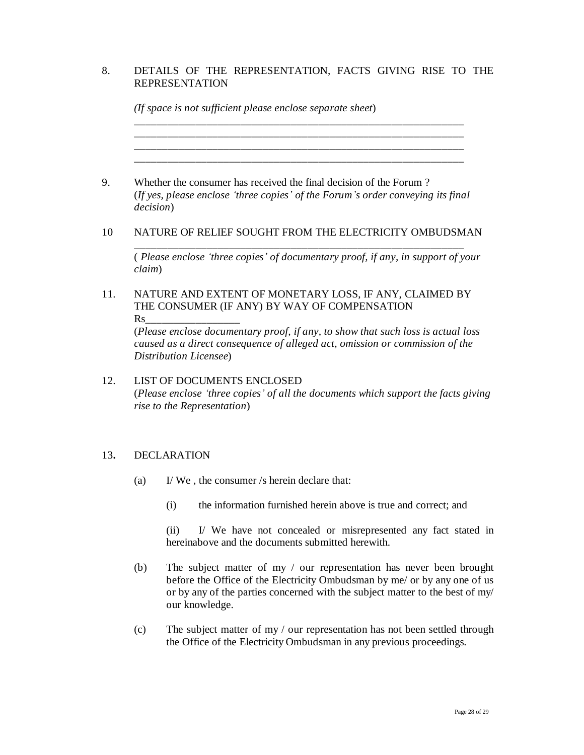8. DETAILS OF THE REPRESENTATION, FACTS GIVING RISE TO THE REPRESENTATION

   *(If space is not sufficient please enclose separate sheet*)

   ________________________________________________________________
   ________________________________________________________________
   ________________________________________________________________
   ________________________________________________________________

9. Whether the consumer has received the final decision of the Forum ?
   (*If yes, please enclose 'three copies' of the Forum's order conveying its final decision*)

10 NATURE OF RELIEF SOUGHT FROM THE ELECTRICITY OMBUDSMAN
   ________________________________________________________________
   ( *Please enclose 'three copies' of documentary proof, if any, in support of your claim*)

11. NATURE AND EXTENT OF MONETARY LOSS, IF ANY, CLAIMED BY THE CONSUMER (IF ANY) BY WAY OF COMPENSATION
    Rs________________
    (*Please enclose documentary proof, if any, to show that such loss is actual loss caused as a direct consequence of alleged act, omission or commission of the Distribution Licensee*)

12. LIST OF DOCUMENTS ENCLOSED
    (*Please enclose 'three copies' of all the documents which support the facts giving rise to the Representation*)

13**.** DECLARATION

   (a) I/ We , the consumer /s herein declare that:

      (i) the information furnished herein above is true and correct; and

      (ii) I/ We have not concealed or misrepresented any fact stated in hereinabove and the documents submitted herewith.

   (b) The subject matter of my / our representation has never been brought before the Office of the Electricity Ombudsman by me/ or by any one of us or by any of the parties concerned with the subject matter to the best of my/ our knowledge.

   (c) The subject matter of my / our representation has not been settled through the Office of the Electricity Ombudsman in any previous proceedings.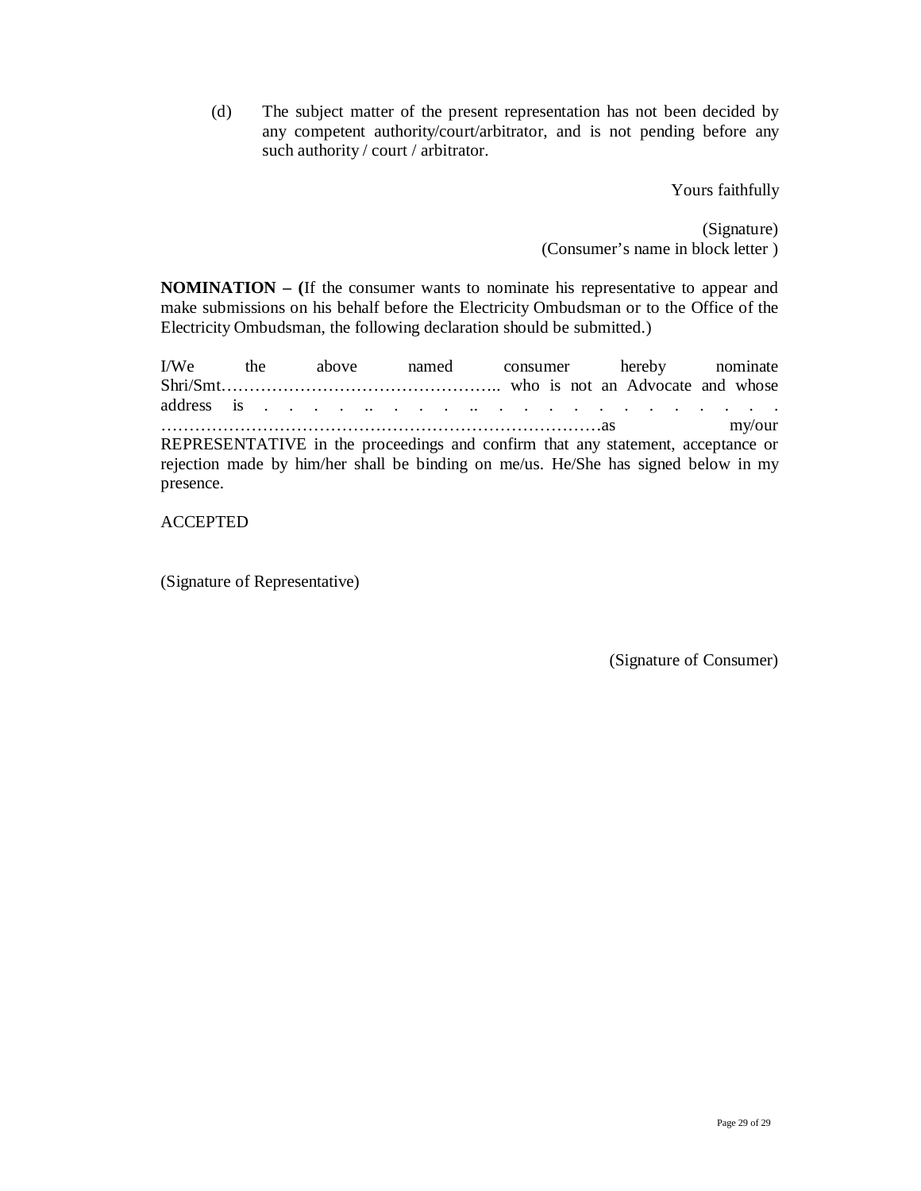(d) The subject matter of the present representation has not been decided by any competent authority/court/arbitrator, and is not pending before any such authority / court / arbitrator.

Yours faithfully

(Signature)
(Consumer's name in block letter )

**NOMINATION – (**If the consumer wants to nominate his representative to appear and make submissions on his behalf before the Electricity Ombudsman or to the Office of the Electricity Ombudsman, the following declaration should be submitted.)

I/We the above named consumer hereby nominate Shri/Smt………………………………………….. who is not an Advocate and whose address is . . . . . .. . . . . .. . . . . . . . . . . . . . . ……………………………………………………………………….as my/our REPRESENTATIVE in the proceedings and confirm that any statement, acceptance or rejection made by him/her shall be binding on me/us. He/She has signed below in my presence.

ACCEPTED

(Signature of Representative)

(Signature of Consumer)